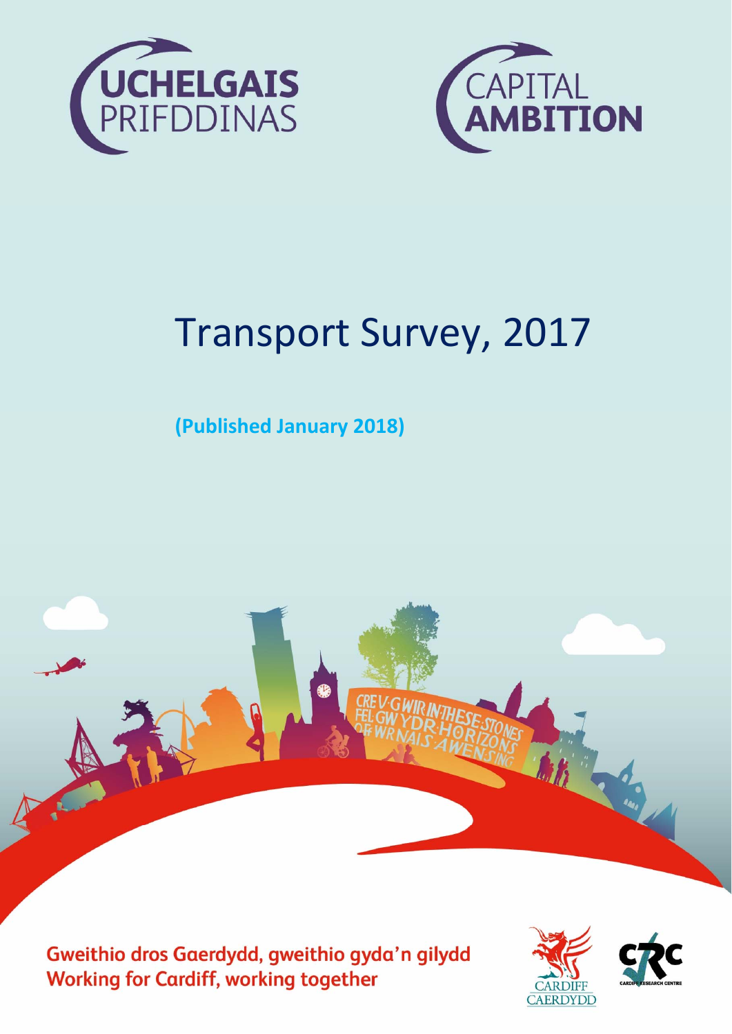UCHELGAIS PRIFDDINAS

CAPITAL AMBITION

# Transport Survey, 2017

**(Published January 2018)**

**Gweithio dros Gaerdydd, gweithio gyda'n gilydd**
**Working for Cardiff, working together**

CARDIFF CAERDYDD

CARDIFF RESEARCH CENTRE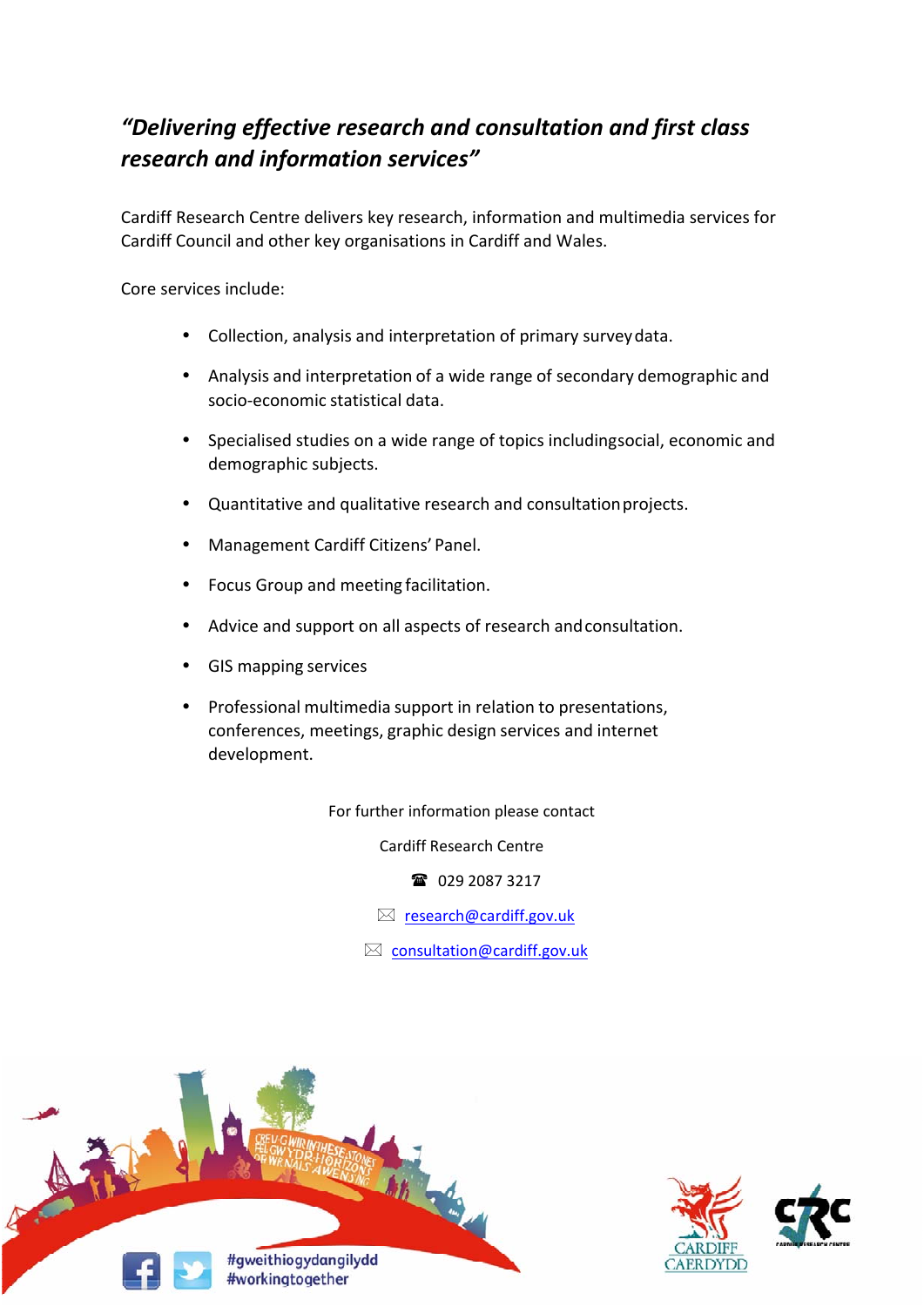*"Delivering effective research and consultation and first class research and information services"*

Cardiff Research Centre delivers key research, information and multimedia services for Cardiff Council and other key organisations in Cardiff and Wales.

Core services include:

- Collection, analysis and interpretation of primary survey data.
- Analysis and interpretation of a wide range of secondary demographic and socio-economic statistical data.
- Specialised studies on a wide range of topics including social, economic and demographic subjects.
- Quantitative and qualitative research and consultation projects.
- Management Cardiff Citizens' Panel.
- Focus Group and meeting facilitation.
- Advice and support on all aspects of research and consultation.
- GIS mapping services
- Professional multimedia support in relation to presentations, conferences, meetings, graphic design services and internet development.

For further information please contact

Cardiff Research Centre

☎ 029 2087 3217

✉ research@cardiff.gov.uk

✉ consultation@cardiff.gov.uk

#gweithiogydangilydd
#workingtogether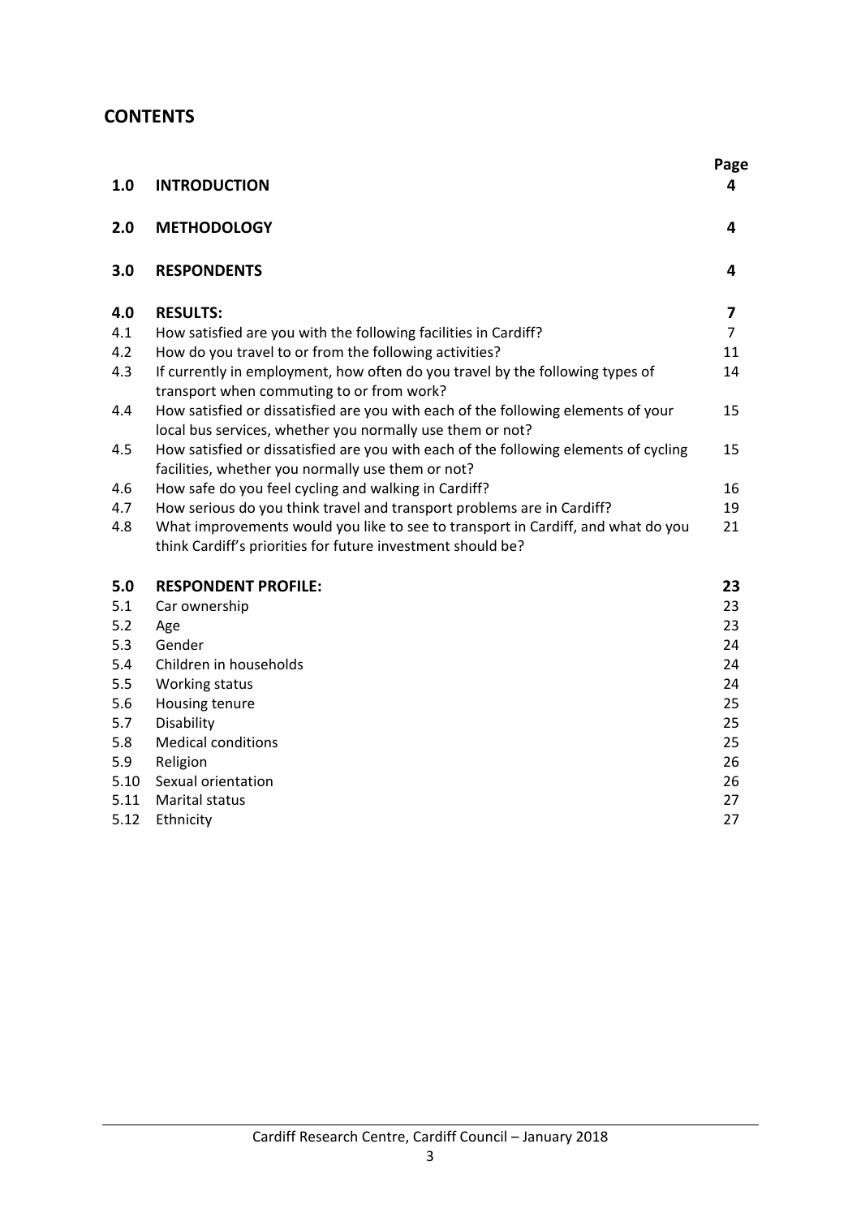## CONTENTS

| | | Page |
|---|---|---|
| **1.0** | **INTRODUCTION** | **4** |
| **2.0** | **METHODOLOGY** | **4** |
| **3.0** | **RESPONDENTS** | **4** |
| **4.0** | **RESULTS:** | **7** |
| 4.1 | How satisfied are you with the following facilities in Cardiff? | 7 |
| 4.2 | How do you travel to or from the following activities? | 11 |
| 4.3 | If currently in employment, how often do you travel by the following types of transport when commuting to or from work? | 14 |
| 4.4 | How satisfied or dissatisfied are you with each of the following elements of your local bus services, whether you normally use them or not? | 15 |
| 4.5 | How satisfied or dissatisfied are you with each of the following elements of cycling facilities, whether you normally use them or not? | 15 |
| 4.6 | How safe do you feel cycling and walking in Cardiff? | 16 |
| 4.7 | How serious do you think travel and transport problems are in Cardiff? | 19 |
| 4.8 | What improvements would you like to see to transport in Cardiff, and what do you think Cardiff's priorities for future investment should be? | 21 |
| **5.0** | **RESPONDENT PROFILE:** | **23** |
| 5.1 | Car ownership | 23 |
| 5.2 | Age | 23 |
| 5.3 | Gender | 24 |
| 5.4 | Children in households | 24 |
| 5.5 | Working status | 24 |
| 5.6 | Housing tenure | 25 |
| 5.7 | Disability | 25 |
| 5.8 | Medical conditions | 25 |
| 5.9 | Religion | 26 |
| 5.10 | Sexual orientation | 26 |
| 5.11 | Marital status | 27 |
| 5.12 | Ethnicity | 27 |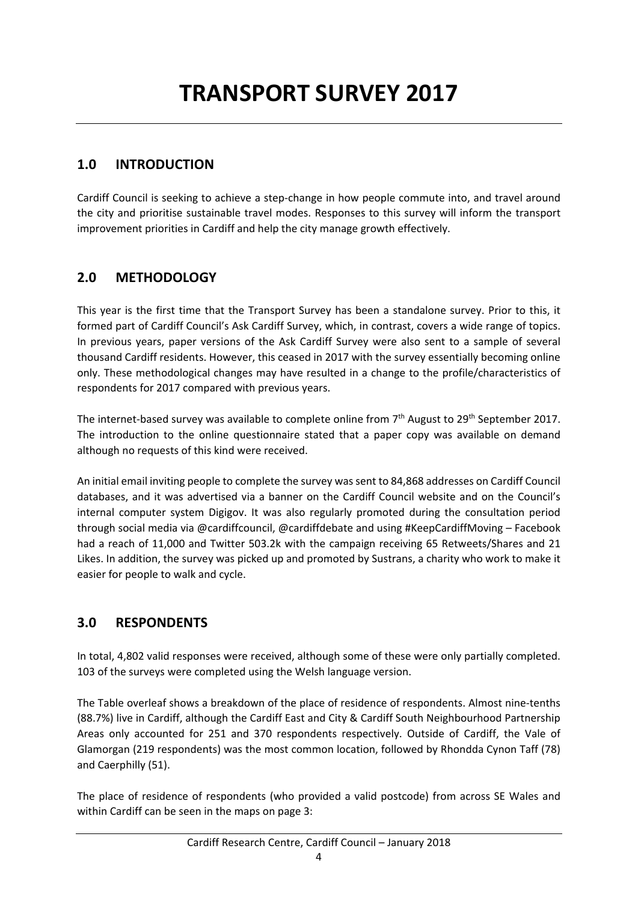# TRANSPORT SURVEY 2017

## 1.0 INTRODUCTION

Cardiff Council is seeking to achieve a step-change in how people commute into, and travel around the city and prioritise sustainable travel modes. Responses to this survey will inform the transport improvement priorities in Cardiff and help the city manage growth effectively.

## 2.0 METHODOLOGY

This year is the first time that the Transport Survey has been a standalone survey. Prior to this, it formed part of Cardiff Council's Ask Cardiff Survey, which, in contrast, covers a wide range of topics. In previous years, paper versions of the Ask Cardiff Survey were also sent to a sample of several thousand Cardiff residents. However, this ceased in 2017 with the survey essentially becoming online only. These methodological changes may have resulted in a change to the profile/characteristics of respondents for 2017 compared with previous years.

The internet-based survey was available to complete online from 7th August to 29th September 2017. The introduction to the online questionnaire stated that a paper copy was available on demand although no requests of this kind were received.

An initial email inviting people to complete the survey was sent to 84,868 addresses on Cardiff Council databases, and it was advertised via a banner on the Cardiff Council website and on the Council's internal computer system Digigov. It was also regularly promoted during the consultation period through social media via @cardiffcouncil, @cardiffdebate and using #KeepCardiffMoving – Facebook had a reach of 11,000 and Twitter 503.2k with the campaign receiving 65 Retweets/Shares and 21 Likes. In addition, the survey was picked up and promoted by Sustrans, a charity who work to make it easier for people to walk and cycle.

## 3.0 RESPONDENTS

In total, 4,802 valid responses were received, although some of these were only partially completed. 103 of the surveys were completed using the Welsh language version.

The Table overleaf shows a breakdown of the place of residence of respondents. Almost nine-tenths (88.7%) live in Cardiff, although the Cardiff East and City & Cardiff South Neighbourhood Partnership Areas only accounted for 251 and 370 respondents respectively. Outside of Cardiff, the Vale of Glamorgan (219 respondents) was the most common location, followed by Rhondda Cynon Taff (78) and Caerphilly (51).

The place of residence of respondents (who provided a valid postcode) from across SE Wales and within Cardiff can be seen in the maps on page 3: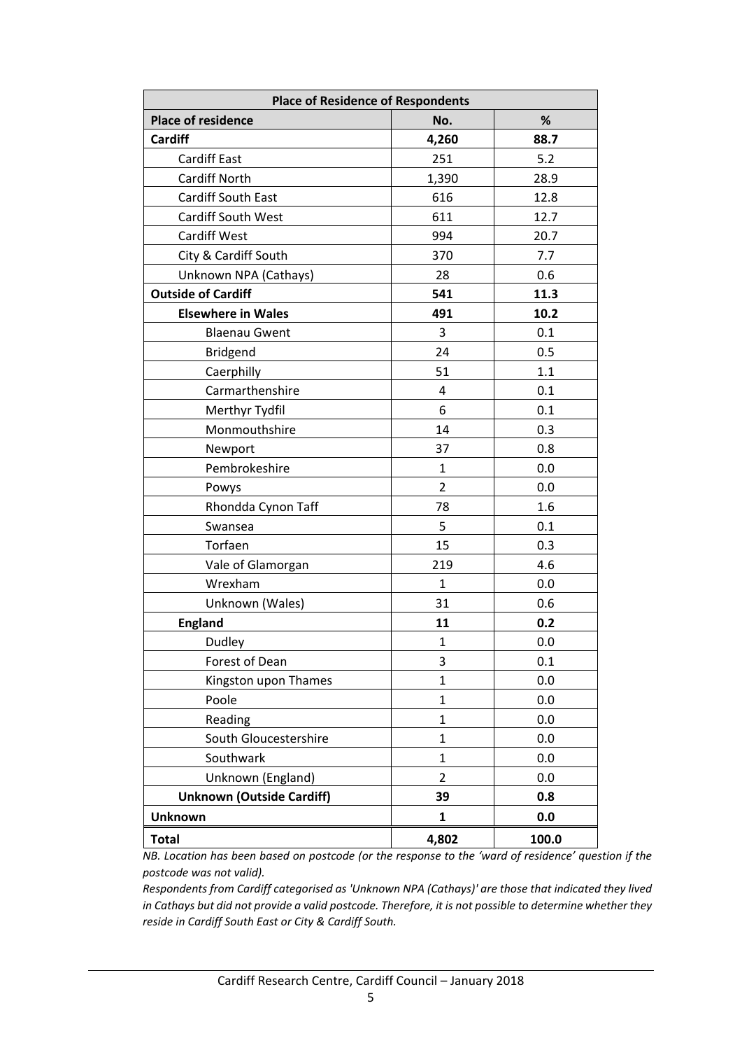| Place of Residence of Respondents | | |
|---|---|---|
| **Place of residence** | **No.** | **%** |
| **Cardiff** | **4,260** | **88.7** |
| Cardiff East | 251 | 5.2 |
| Cardiff North | 1,390 | 28.9 |
| Cardiff South East | 616 | 12.8 |
| Cardiff South West | 611 | 12.7 |
| Cardiff West | 994 | 20.7 |
| City & Cardiff South | 370 | 7.7 |
| Unknown NPA (Cathays) | 28 | 0.6 |
| **Outside of Cardiff** | **541** | **11.3** |
| **Elsewhere in Wales** | **491** | **10.2** |
| Blaenau Gwent | 3 | 0.1 |
| Bridgend | 24 | 0.5 |
| Caerphilly | 51 | 1.1 |
| Carmarthenshire | 4 | 0.1 |
| Merthyr Tydfil | 6 | 0.1 |
| Monmouthshire | 14 | 0.3 |
| Newport | 37 | 0.8 |
| Pembrokeshire | 1 | 0.0 |
| Powys | 2 | 0.0 |
| Rhondda Cynon Taff | 78 | 1.6 |
| Swansea | 5 | 0.1 |
| Torfaen | 15 | 0.3 |
| Vale of Glamorgan | 219 | 4.6 |
| Wrexham | 1 | 0.0 |
| Unknown (Wales) | 31 | 0.6 |
| **England** | **11** | **0.2** |
| Dudley | 1 | 0.0 |
| Forest of Dean | 3 | 0.1 |
| Kingston upon Thames | 1 | 0.0 |
| Poole | 1 | 0.0 |
| Reading | 1 | 0.0 |
| South Gloucestershire | 1 | 0.0 |
| Southwark | 1 | 0.0 |
| Unknown (England) | 2 | 0.0 |
| **Unknown (Outside Cardiff)** | **39** | **0.8** |
| **Unknown** | **1** | **0.0** |
| **Total** | **4,802** | **100.0** |

*NB. Location has been based on postcode (or the response to the 'ward of residence' question if the postcode was not valid).*

*Respondents from Cardiff categorised as 'Unknown NPA (Cathays)' are those that indicated they lived in Cathays but did not provide a valid postcode. Therefore, it is not possible to determine whether they reside in Cardiff South East or City & Cardiff South.*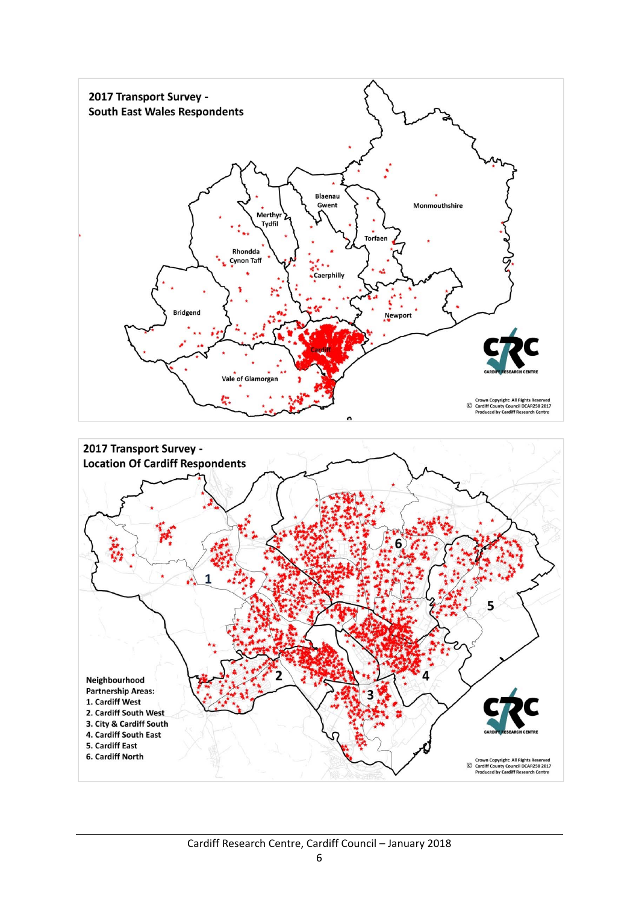**2017 Transport Survey - South East Wales Respondents**

Blaenau Gwent

Merthyr Tydfil

Monmouthshire

Torfaen

Rhondda Cynon Taff

Caerphilly

Bridgend

Newport

Cardiff

Vale of Glamorgan

CARDIFF RESEARCH CENTRE

Crown Copyright: All Rights Reserved
© Cardiff County Council DCAR250 2017
Produced by Cardiff Research Centre

**2017 Transport Survey - Location Of Cardiff Respondents**

Neighbourhood Partnership Areas:

1. Cardiff West
2. Cardiff South West
3. City & Cardiff South
4. Cardiff South East
5. Cardiff East
6. Cardiff North

CARDIFF RESEARCH CENTRE

Crown Copyright: All Rights Reserved
© Cardiff County Council DCAR250 2017
Produced by Cardiff Research Centre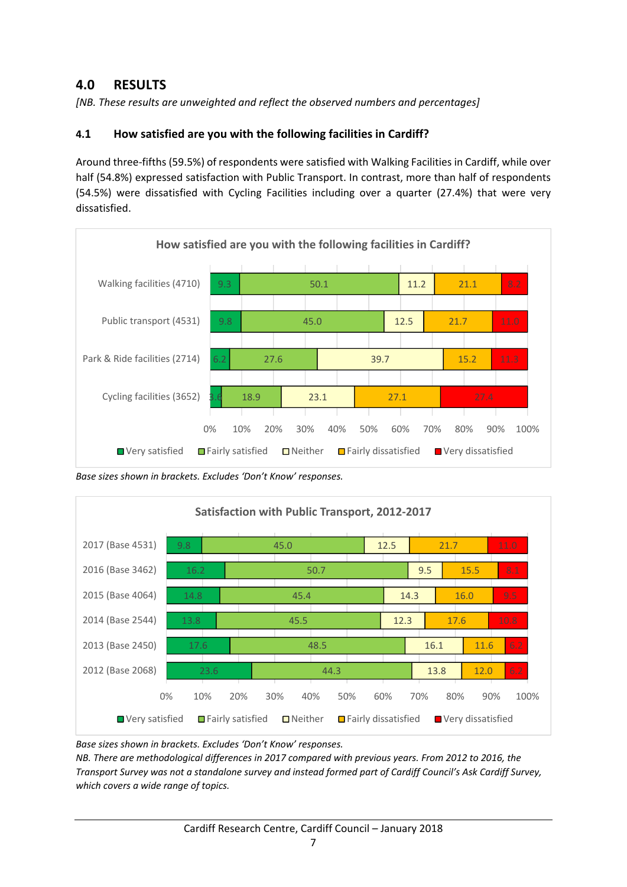## 4.0 RESULTS

*[NB. These results are unweighted and reflect the observed numbers and percentages]*

### 4.1 How satisfied are you with the following facilities in Cardiff?

Around three-fifths (59.5%) of respondents were satisfied with Walking Facilities in Cardiff, while over half (54.8%) expressed satisfaction with Public Transport. In contrast, more than half of respondents (54.5%) were dissatisfied with Cycling Facilities including over a quarter (27.4%) that were very dissatisfied.

**How satisfied are you with the following facilities in Cardiff?**

| | Very satisfied | Fairly satisfied | Neither | Fairly dissatisfied | Very dissatisfied |
|---|---|---|---|---|---|
| Walking facilities (4710) | 9.3 | 50.1 | 11.2 | 21.1 | 8.2 |
| Public transport (4531) | 9.8 | 45.0 | 12.5 | 21.7 | 11.0 |
| Park & Ride facilities (2714) | 6.2 | 27.6 | 39.7 | 15.2 | 11.3 |
| Cycling facilities (3652) | 3.6 | 18.9 | 23.1 | 27.1 | 27.4 |

*Base sizes shown in brackets. Excludes 'Don't Know' responses.*

**Satisfaction with Public Transport, 2012-2017**

| | Very satisfied | Fairly satisfied | Neither | Fairly dissatisfied | Very dissatisfied |
|---|---|---|---|---|---|
| 2017 (Base 4531) | 9.8 | 45.0 | 12.5 | 21.7 | 11.0 |
| 2016 (Base 3462) | 16.2 | 50.7 | 9.5 | 15.5 | 8.1 |
| 2015 (Base 4064) | 14.8 | 45.4 | 14.3 | 16.0 | 9.5 |
| 2014 (Base 2544) | 13.8 | 45.5 | 12.3 | 17.6 | 10.8 |
| 2013 (Base 2450) | 17.6 | 48.5 | 16.1 | 11.6 | 6.2 |
| 2012 (Base 2068) | 23.6 | 44.3 | 13.8 | 12.0 | 6.2 |

*Base sizes shown in brackets. Excludes 'Don't Know' responses.*
*NB. There are methodological differences in 2017 compared with previous years. From 2012 to 2016, the Transport Survey was not a standalone survey and instead formed part of Cardiff Council's Ask Cardiff Survey, which covers a wide range of topics.*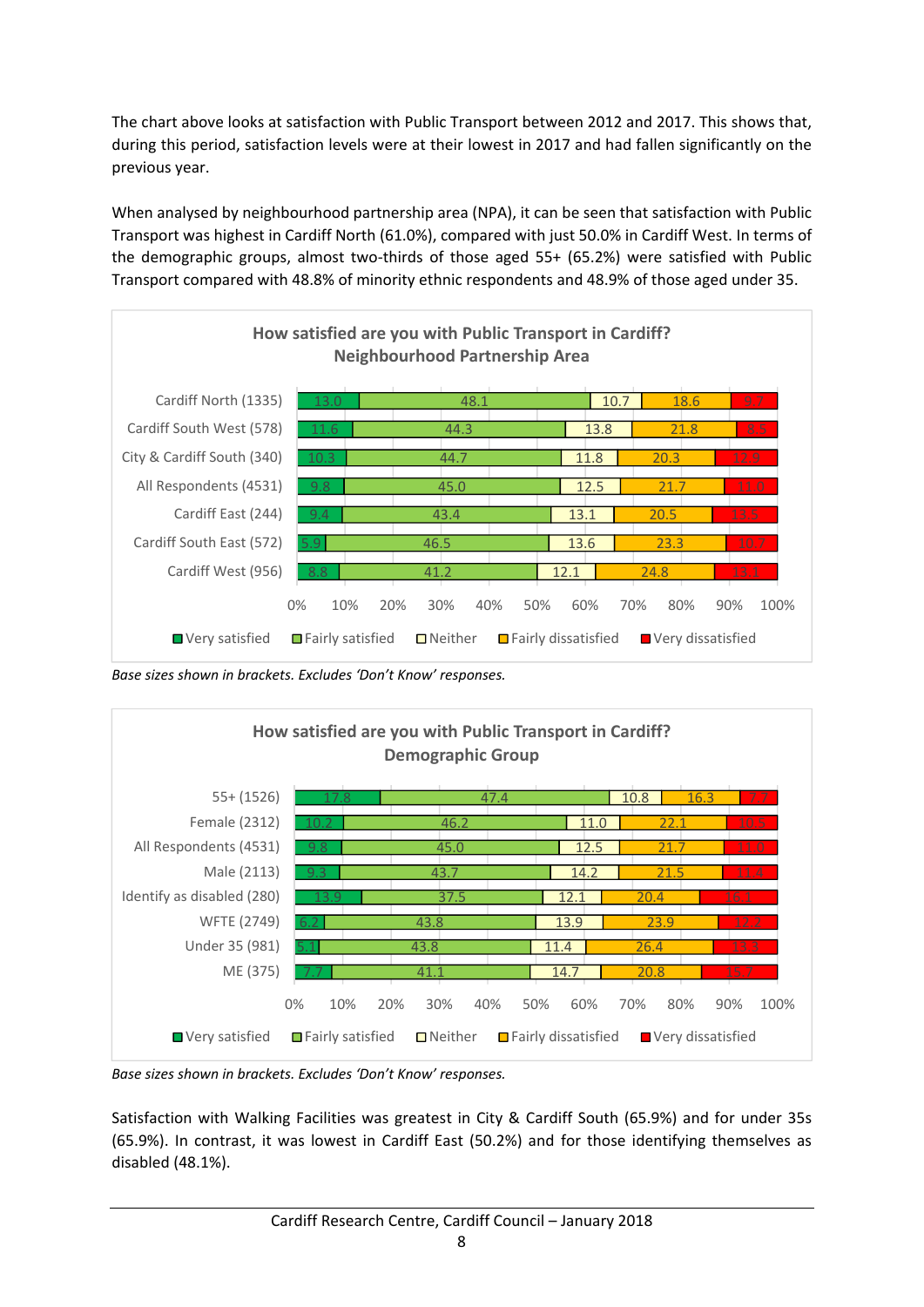The chart above looks at satisfaction with Public Transport between 2012 and 2017. This shows that, during this period, satisfaction levels were at their lowest in 2017 and had fallen significantly on the previous year.

When analysed by neighbourhood partnership area (NPA), it can be seen that satisfaction with Public Transport was highest in Cardiff North (61.0%), compared with just 50.0% in Cardiff West. In terms of the demographic groups, almost two-thirds of those aged 55+ (65.2%) were satisfied with Public Transport compared with 48.8% of minority ethnic respondents and 48.9% of those aged under 35.

**How satisfied are you with Public Transport in Cardiff?**
**Neighbourhood Partnership Area**

| | Very satisfied | Fairly satisfied | Neither | Fairly dissatisfied | Very dissatisfied |
|---|---|---|---|---|---|
| Cardiff North (1335) | 13.0 | 48.1 | 10.7 | 18.6 | 9.7 |
| Cardiff South West (578) | 11.6 | 44.3 | 13.8 | 21.8 | 8.5 |
| City & Cardiff South (340) | 10.3 | 44.7 | 11.8 | 20.3 | 12.9 |
| All Respondents (4531) | 9.8 | 45.0 | 12.5 | 21.7 | 11.0 |
| Cardiff East (244) | 9.4 | 43.4 | 13.1 | 20.5 | 13.5 |
| Cardiff South East (572) | 5.9 | 46.5 | 13.6 | 23.3 | 10.7 |
| Cardiff West (956) | 8.8 | 41.2 | 12.1 | 24.8 | 13.1 |

*Base sizes shown in brackets. Excludes 'Don't Know' responses.*

**How satisfied are you with Public Transport in Cardiff?**
**Demographic Group**

| | Very satisfied | Fairly satisfied | Neither | Fairly dissatisfied | Very dissatisfied |
|---|---|---|---|---|---|
| 55+ (1526) | 17.8 | 47.4 | 10.8 | 16.3 | 7.7 |
| Female (2312) | 10.2 | 46.2 | 11.0 | 22.1 | 10.5 |
| All Respondents (4531) | 9.8 | 45.0 | 12.5 | 21.7 | 11.0 |
| Male (2113) | 9.3 | 43.7 | 14.2 | 21.5 | 11.4 |
| Identify as disabled (280) | 13.9 | 37.5 | 12.1 | 20.4 | 16.1 |
| WFTE (2749) | 6.2 | 43.8 | 13.9 | 23.9 | 12.2 |
| Under 35 (981) | 5.1 | 43.8 | 11.4 | 26.4 | 13.3 |
| ME (375) | 7.7 | 41.1 | 14.7 | 20.8 | 15.7 |

*Base sizes shown in brackets. Excludes 'Don't Know' responses.*

Satisfaction with Walking Facilities was greatest in City & Cardiff South (65.9%) and for under 35s (65.9%). In contrast, it was lowest in Cardiff East (50.2%) and for those identifying themselves as disabled (48.1%).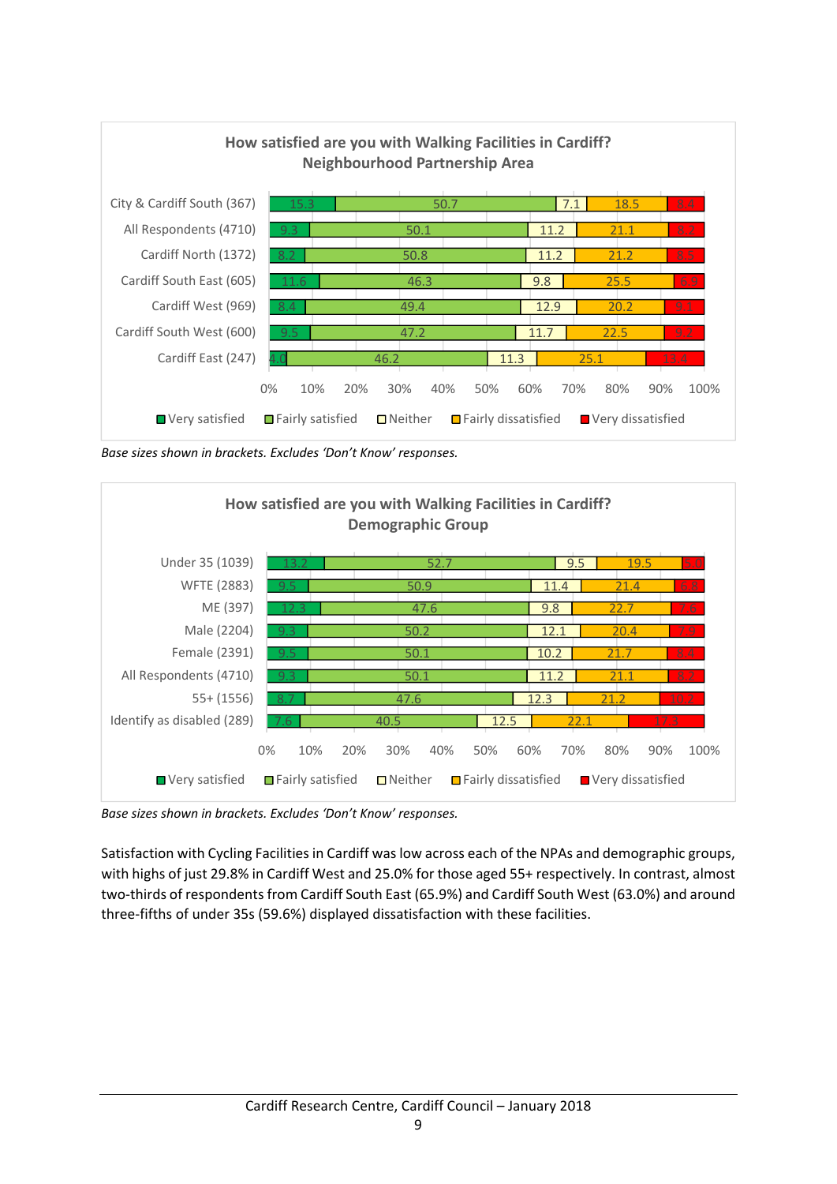**How satisfied are you with Walking Facilities in Cardiff? Neighbourhood Partnership Area**

| | Very satisfied | Fairly satisfied | Neither | Fairly dissatisfied | Very dissatisfied |
|---|---|---|---|---|---|
| City & Cardiff South (367) | 15.3 | 50.7 | 7.1 | 18.5 | 8.4 |
| All Respondents (4710) | 9.3 | 50.1 | 11.2 | 21.1 | 8.2 |
| Cardiff North (1372) | 8.2 | 50.8 | 11.2 | 21.2 | 8.5 |
| Cardiff South East (605) | 11.6 | 46.3 | 9.8 | 25.5 | 6.9 |
| Cardiff West (969) | 8.4 | 49.4 | 12.9 | 20.2 | 9.1 |
| Cardiff South West (600) | 9.5 | 47.2 | 11.7 | 22.5 | 9.2 |
| Cardiff East (247) | 4.0 | 46.2 | 11.3 | 25.1 | 13.4 |

*Base sizes shown in brackets. Excludes 'Don't Know' responses.*

**How satisfied are you with Walking Facilities in Cardiff? Demographic Group**

| | Very satisfied | Fairly satisfied | Neither | Fairly dissatisfied | Very dissatisfied |
|---|---|---|---|---|---|
| Under 35 (1039) | 13.2 | 52.7 | 9.5 | 19.5 | 5.0 |
| WFTE (2883) | 9.5 | 50.9 | 11.4 | 21.4 | 6.8 |
| ME (397) | 12.3 | 47.6 | 9.8 | 22.7 | 7.6 |
| Male (2204) | 9.3 | 50.2 | 12.1 | 20.4 | 7.9 |
| Female (2391) | 9.5 | 50.1 | 10.2 | 21.7 | 8.4 |
| All Respondents (4710) | 9.3 | 50.1 | 11.2 | 21.1 | 8.2 |
| 55+ (1556) | 8.7 | 47.6 | 12.3 | 21.2 | 10.2 |
| Identify as disabled (289) | 7.6 | 40.5 | 12.5 | 22.1 | 17.3 |

*Base sizes shown in brackets. Excludes 'Don't Know' responses.*

Satisfaction with Cycling Facilities in Cardiff was low across each of the NPAs and demographic groups, with highs of just 29.8% in Cardiff West and 25.0% for those aged 55+ respectively. In contrast, almost two-thirds of respondents from Cardiff South East (65.9%) and Cardiff South West (63.0%) and around three-fifths of under 35s (59.6%) displayed dissatisfaction with these facilities.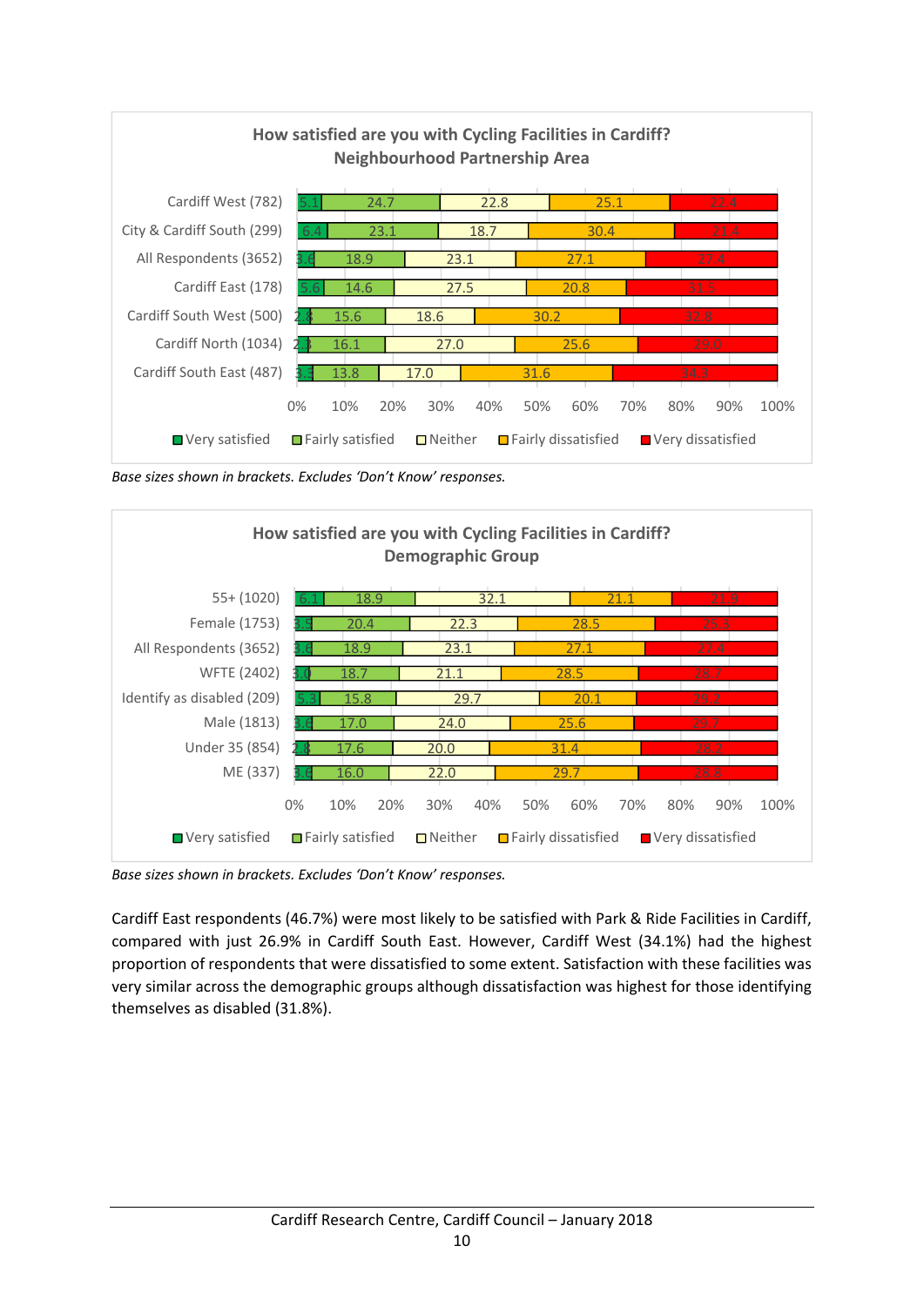**How satisfied are you with Cycling Facilities in Cardiff?**
**Neighbourhood Partnership Area**

| | Very satisfied | Fairly satisfied | Neither | Fairly dissatisfied | Very dissatisfied |
|---|---|---|---|---|---|
| Cardiff West (782) | 5.1 | 24.7 | 22.8 | 25.1 | 22.4 |
| City & Cardiff South (299) | 6.4 | 23.1 | 18.7 | 30.4 | 21.4 |
| All Respondents (3652) | 3.6 | 18.9 | 23.1 | 27.1 | 27.4 |
| Cardiff East (178) | 5.6 | 14.6 | 27.5 | 20.8 | 31.5 |
| Cardiff South West (500) | 2.8 | 15.6 | 18.6 | 30.2 | 32.8 |
| Cardiff North (1034) | 2.3 | 16.1 | 27.0 | 25.6 | 29.0 |
| Cardiff South East (487) | 3.3 | 13.8 | 17.0 | 31.6 | 34.3 |

*Base sizes shown in brackets. Excludes 'Don't Know' responses.*

**How satisfied are you with Cycling Facilities in Cardiff?**
**Demographic Group**

| | Very satisfied | Fairly satisfied | Neither | Fairly dissatisfied | Very dissatisfied |
|---|---|---|---|---|---|
| 55+ (1020) | 6.1 | 18.9 | 32.1 | 21.1 | 21.9 |
| Female (1753) | 3.5 | 20.4 | 22.3 | 28.5 | 25.3 |
| All Respondents (3652) | 3.6 | 18.9 | 23.1 | 27.1 | 27.4 |
| WFTE (2402) | 3.0 | 18.7 | 21.1 | 28.5 | 28.7 |
| Identify as disabled (209) | 5.3 | 15.8 | 29.7 | 20.1 | 29.2 |
| Male (1813) | 3.6 | 17.0 | 24.0 | 25.6 | 29.7 |
| Under 35 (854) | 2.8 | 17.6 | 20.0 | 31.4 | 28.2 |
| ME (337) | 3.6 | 16.0 | 22.0 | 29.7 | 28.8 |

*Base sizes shown in brackets. Excludes 'Don't Know' responses.*

Cardiff East respondents (46.7%) were most likely to be satisfied with Park & Ride Facilities in Cardiff, compared with just 26.9% in Cardiff South East. However, Cardiff West (34.1%) had the highest proportion of respondents that were dissatisfied to some extent. Satisfaction with these facilities was very similar across the demographic groups although dissatisfaction was highest for those identifying themselves as disabled (31.8%).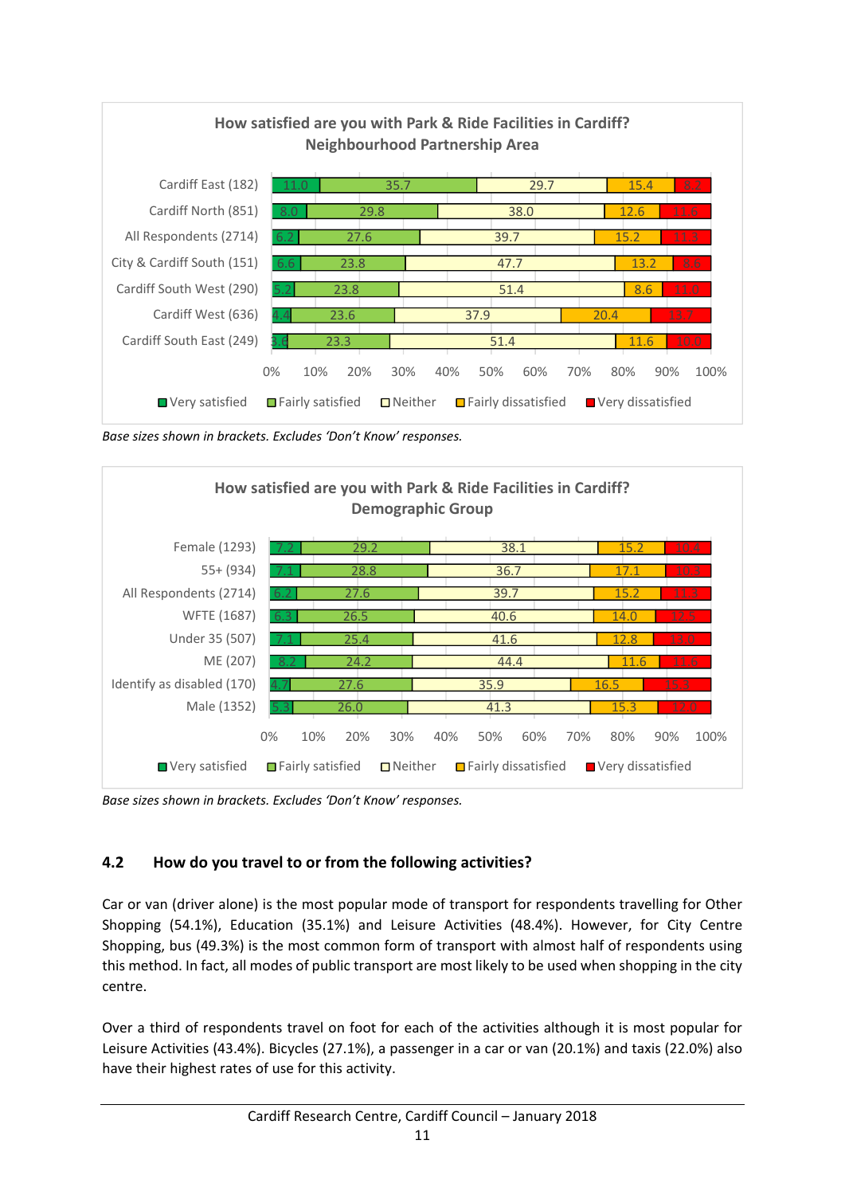**How satisfied are you with Park & Ride Facilities in Cardiff? Neighbourhood Partnership Area**

| | Very satisfied | Fairly satisfied | Neither | Fairly dissatisfied | Very dissatisfied |
|---|---|---|---|---|---|
| Cardiff East (182) | 11.0 | 35.7 | 29.7 | 15.4 | 8.2 |
| Cardiff North (851) | 8.0 | 29.8 | 38.0 | 12.6 | 11.6 |
| All Respondents (2714) | 6.2 | 27.6 | 39.7 | 15.2 | 11.3 |
| City & Cardiff South (151) | 6.6 | 23.8 | 47.7 | 13.2 | 8.6 |
| Cardiff South West (290) | 5.2 | 23.8 | 51.4 | 8.6 | 11.0 |
| Cardiff West (636) | 4.4 | 23.6 | 37.9 | 20.4 | 13.7 |
| Cardiff South East (249) | 3.6 | 23.3 | 51.4 | 11.6 | 10.0 |

*Base sizes shown in brackets. Excludes 'Don't Know' responses.*

**How satisfied are you with Park & Ride Facilities in Cardiff? Demographic Group**

| | Very satisfied | Fairly satisfied | Neither | Fairly dissatisfied | Very dissatisfied |
|---|---|---|---|---|---|
| Female (1293) | 7.2 | 29.2 | 38.1 | 15.2 | 10.4 |
| 55+ (934) | 7.1 | 28.8 | 36.7 | 17.1 | 10.3 |
| All Respondents (2714) | 6.2 | 27.6 | 39.7 | 15.2 | 11.3 |
| WFTE (1687) | 6.3 | 26.5 | 40.6 | 14.0 | 12.5 |
| Under 35 (507) | 7.1 | 25.4 | 41.6 | 12.8 | 13.0 |
| ME (207) | 8.2 | 24.2 | 44.4 | 11.6 | 11.6 |
| Identify as disabled (170) | 4.7 | 27.6 | 35.9 | 16.5 | 15.3 |
| Male (1352) | 5.3 | 26.0 | 41.3 | 15.3 | 12.0 |

*Base sizes shown in brackets. Excludes 'Don't Know' responses.*

## 4.2 How do you travel to or from the following activities?

Car or van (driver alone) is the most popular mode of transport for respondents travelling for Other Shopping (54.1%), Education (35.1%) and Leisure Activities (48.4%). However, for City Centre Shopping, bus (49.3%) is the most common form of transport with almost half of respondents using this method. In fact, all modes of public transport are most likely to be used when shopping in the city centre.

Over a third of respondents travel on foot for each of the activities although it is most popular for Leisure Activities (43.4%). Bicycles (27.1%), a passenger in a car or van (20.1%) and taxis (22.0%) also have their highest rates of use for this activity.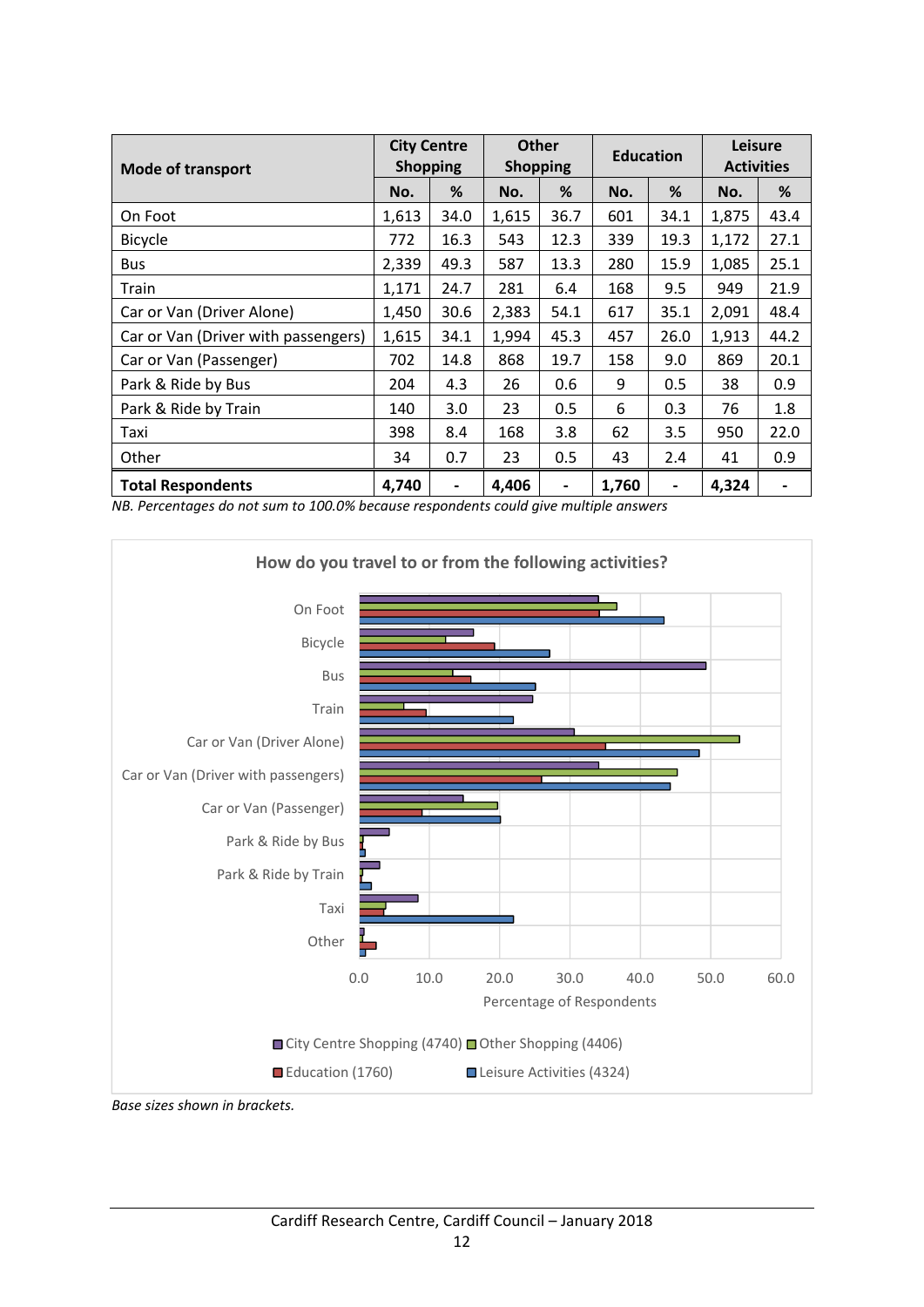| Mode of transport | City Centre Shopping | | Other Shopping | | Education | | Leisure Activities | |
|---|---|---|---|---|---|---|---|---|
| | No. | % | No. | % | No. | % | No. | % |
| On Foot | 1,613 | 34.0 | 1,615 | 36.7 | 601 | 34.1 | 1,875 | 43.4 |
| Bicycle | 772 | 16.3 | 543 | 12.3 | 339 | 19.3 | 1,172 | 27.1 |
| Bus | 2,339 | 49.3 | 587 | 13.3 | 280 | 15.9 | 1,085 | 25.1 |
| Train | 1,171 | 24.7 | 281 | 6.4 | 168 | 9.5 | 949 | 21.9 |
| Car or Van (Driver Alone) | 1,450 | 30.6 | 2,383 | 54.1 | 617 | 35.1 | 2,091 | 48.4 |
| Car or Van (Driver with passengers) | 1,615 | 34.1 | 1,994 | 45.3 | 457 | 26.0 | 1,913 | 44.2 |
| Car or Van (Passenger) | 702 | 14.8 | 868 | 19.7 | 158 | 9.0 | 869 | 20.1 |
| Park & Ride by Bus | 204 | 4.3 | 26 | 0.6 | 9 | 0.5 | 38 | 0.9 |
| Park & Ride by Train | 140 | 3.0 | 23 | 0.5 | 6 | 0.3 | 76 | 1.8 |
| Taxi | 398 | 8.4 | 168 | 3.8 | 62 | 3.5 | 950 | 22.0 |
| Other | 34 | 0.7 | 23 | 0.5 | 43 | 2.4 | 41 | 0.9 |
| **Total Respondents** | **4,740** | - | **4,406** | - | **1,760** | - | **4,324** | - |

*NB. Percentages do not sum to 100.0% because respondents could give multiple answers*

**How do you travel to or from the following activities?**

*Base sizes shown in brackets.*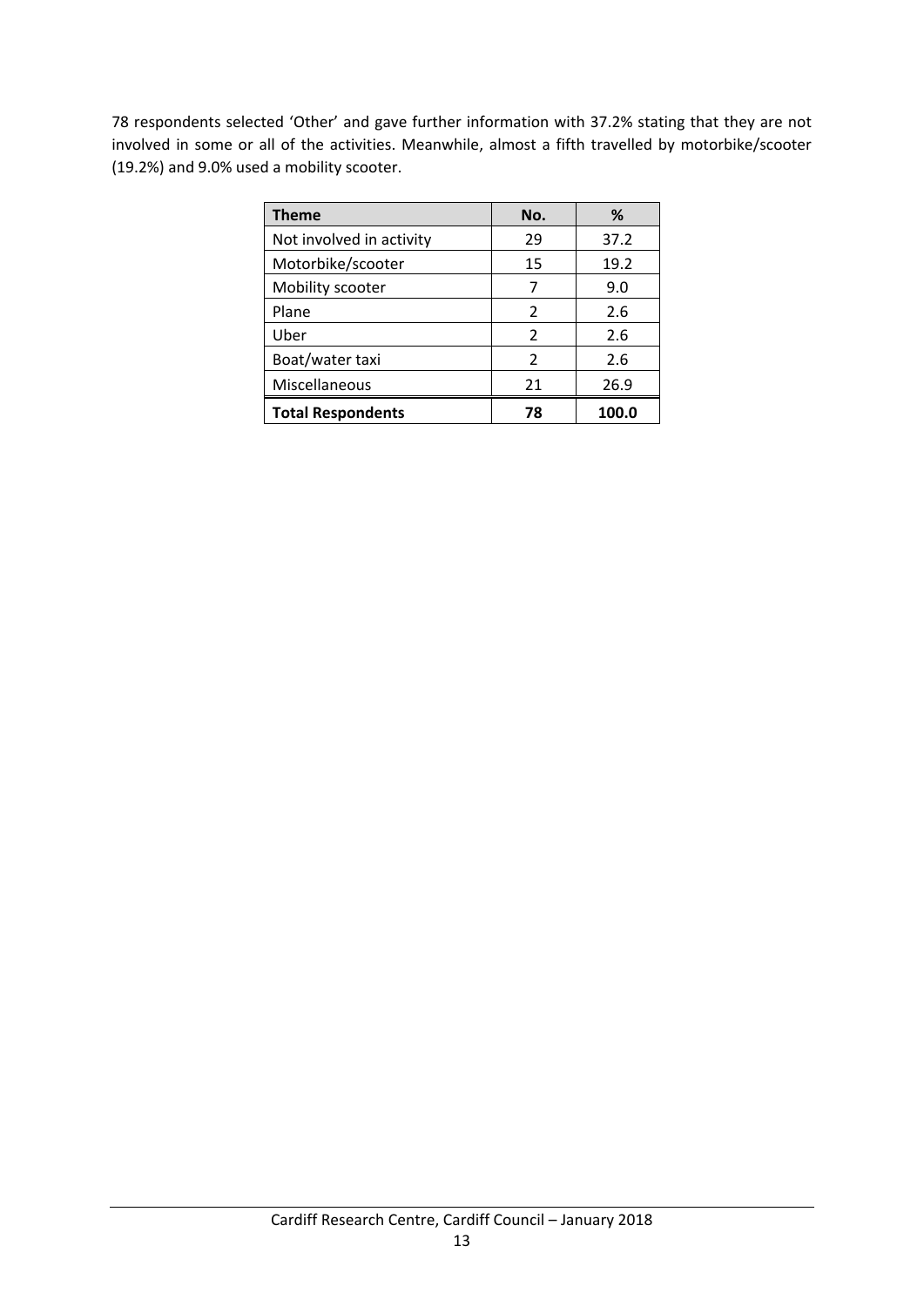78 respondents selected 'Other' and gave further information with 37.2% stating that they are not involved in some or all of the activities. Meanwhile, almost a fifth travelled by motorbike/scooter (19.2%) and 9.0% used a mobility scooter.

| Theme | No. | % |
|---|---|---|
| Not involved in activity | 29 | 37.2 |
| Motorbike/scooter | 15 | 19.2 |
| Mobility scooter | 7 | 9.0 |
| Plane | 2 | 2.6 |
| Uber | 2 | 2.6 |
| Boat/water taxi | 2 | 2.6 |
| Miscellaneous | 21 | 26.9 |
| **Total Respondents** | **78** | **100.0** |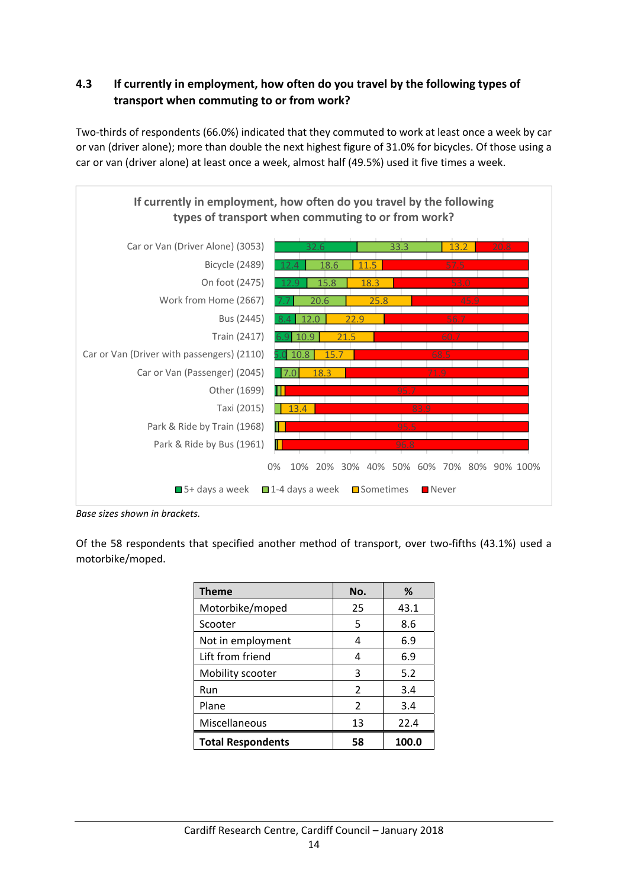### 4.3 If currently in employment, how often do you travel by the following types of transport when commuting to or from work?

Two-thirds of respondents (66.0%) indicated that they commuted to work at least once a week by car or van (driver alone); more than double the next highest figure of 31.0% for bicycles. Of those using a car or van (driver alone) at least once a week, almost half (49.5%) used it five times a week.

**If currently in employment, how often do you travel by the following types of transport when commuting to or from work?**

| Transport (base) | 5+ days a week | 1-4 days a week | Sometimes | Never |
|---|---|---|---|---|
| Car or Van (Driver Alone) (3053) | 32.6 | 33.3 | 13.2 | 20.8 |
| Bicycle (2489) | 12.4 | 18.6 | 11.5 | 57.5 |
| On foot (2475) | 12.9 | 15.8 | 18.3 | 53.0 |
| Work from Home (2667) | 7.7 | 20.6 | 25.8 | 45.9 |
| Bus (2445) | 8.4 | 12.0 | 22.9 | 56.7 |
| Train (2417) | 6.9 | 10.9 | 21.5 | 60.7 |
| Car or Van (Driver with passengers) (2110) | 5.0 | 10.8 | 15.7 | 68.5 |
| Car or Van (Passenger) (2045) | | 7.0 | 18.3 | 71.9 |
| Other (1699) | | | | 95.7 |
| Taxi (2015) | | | 13.4 | 83.9 |
| Park & Ride by Train (1968) | | | | 95.5 |
| Park & Ride by Bus (1961) | | | | 96.8 |

*Base sizes shown in brackets.*

Of the 58 respondents that specified another method of transport, over two-fifths (43.1%) used a motorbike/moped.

| Theme | No. | % |
|---|---|---|
| Motorbike/moped | 25 | 43.1 |
| Scooter | 5 | 8.6 |
| Not in employment | 4 | 6.9 |
| Lift from friend | 4 | 6.9 |
| Mobility scooter | 3 | 5.2 |
| Run | 2 | 3.4 |
| Plane | 2 | 3.4 |
| Miscellaneous | 13 | 22.4 |
| **Total Respondents** | **58** | **100.0** |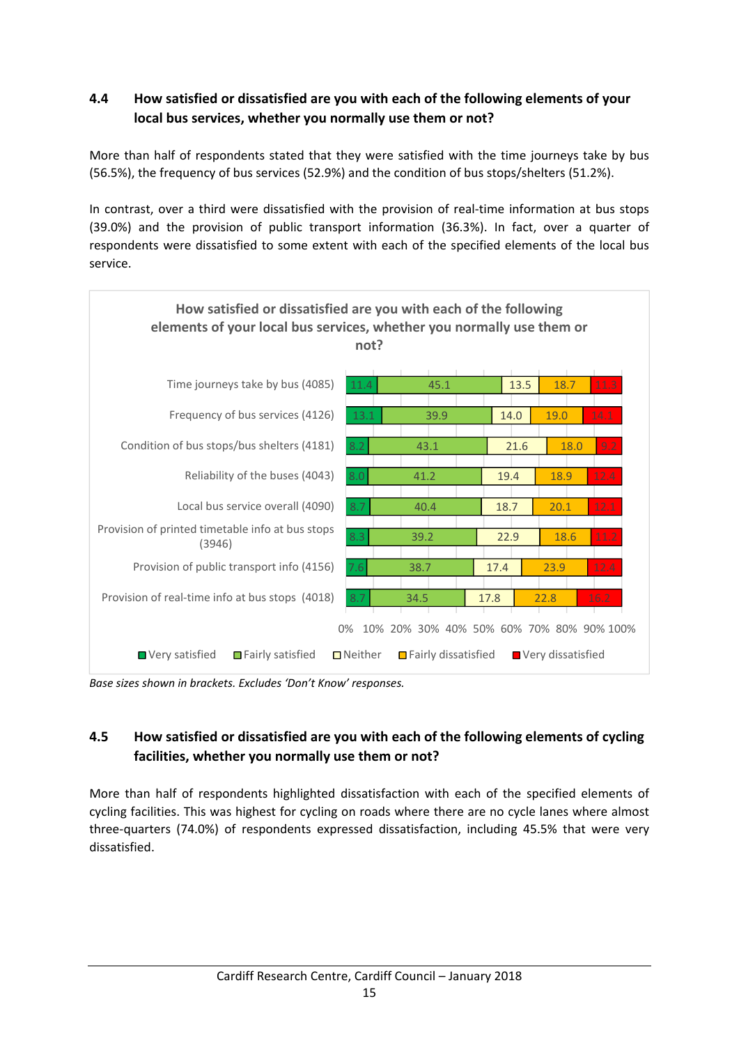### 4.4 How satisfied or dissatisfied are you with each of the following elements of your local bus services, whether you normally use them or not?

More than half of respondents stated that they were satisfied with the time journeys take by bus (56.5%), the frequency of bus services (52.9%) and the condition of bus stops/shelters (51.2%).

In contrast, over a third were dissatisfied with the provision of real-time information at bus stops (39.0%) and the provision of public transport information (36.3%). In fact, over a quarter of respondents were dissatisfied to some extent with each of the specified elements of the local bus service.

**How satisfied or dissatisfied are you with each of the following elements of your local bus services, whether you normally use them or not?**

| Element | Very satisfied | Fairly satisfied | Neither | Fairly dissatisfied | Very dissatisfied |
|---|---|---|---|---|---|
| Time journeys take by bus (4085) | 11.4 | 45.1 | 13.5 | 18.7 | 11.3 |
| Frequency of bus services (4126) | 13.1 | 39.9 | 14.0 | 19.0 | 14.1 |
| Condition of bus stops/bus shelters (4181) | 8.2 | 43.1 | 21.6 | 18.0 | 9.2 |
| Reliability of the buses (4043) | 8.0 | 41.2 | 19.4 | 18.9 | 12.4 |
| Local bus service overall (4090) | 8.7 | 40.4 | 18.7 | 20.1 | 12.1 |
| Provision of printed timetable info at bus stops (3946) | 8.3 | 39.2 | 22.9 | 18.6 | 11.2 |
| Provision of public transport info (4156) | 7.6 | 38.7 | 17.4 | 23.9 | 12.4 |
| Provision of real-time info at bus stops (4018) | 8.7 | 34.5 | 17.8 | 22.8 | 16.2 |

*Base sizes shown in brackets. Excludes 'Don't Know' responses.*

### 4.5 How satisfied or dissatisfied are you with each of the following elements of cycling facilities, whether you normally use them or not?

More than half of respondents highlighted dissatisfaction with each of the specified elements of cycling facilities. This was highest for cycling on roads where there are no cycle lanes where almost three-quarters (74.0%) of respondents expressed dissatisfaction, including 45.5% that were very dissatisfied.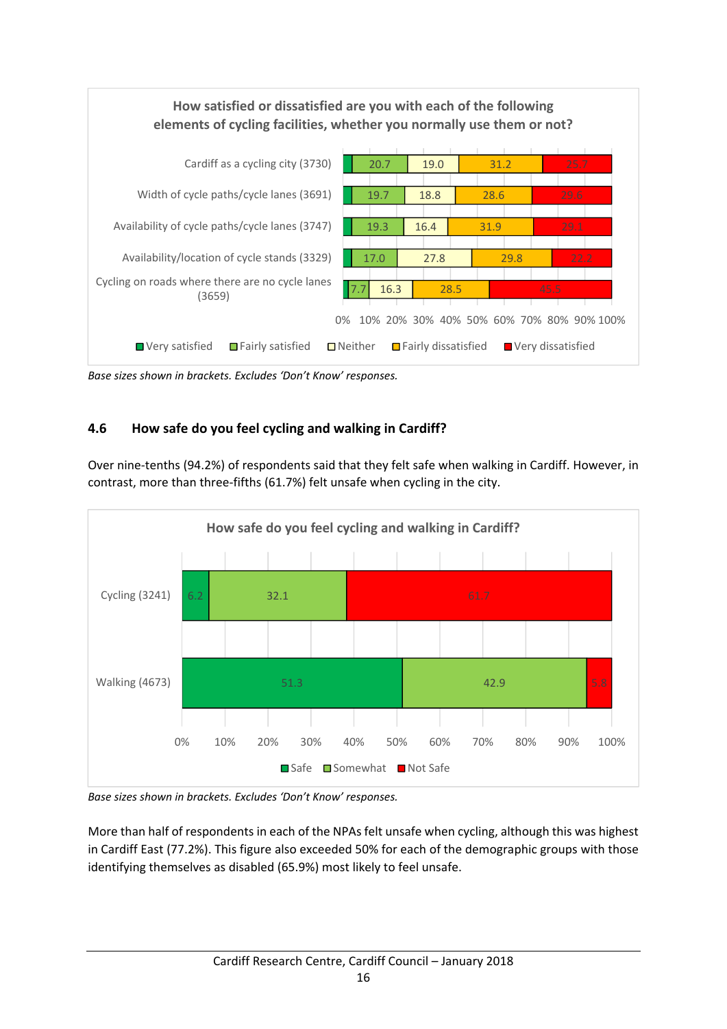**How satisfied or dissatisfied are you with each of the following elements of cycling facilities, whether you normally use them or not?**

| | Very satisfied | Fairly satisfied | Neither | Fairly dissatisfied | Very dissatisfied |
|---|---|---|---|---|---|
| Cardiff as a cycling city (3730) | | 20.7 | 19.0 | 31.2 | 25.7 |
| Width of cycle paths/cycle lanes (3691) | | 19.7 | 18.8 | 28.6 | 29.6 |
| Availability of cycle paths/cycle lanes (3747) | | 19.3 | 16.4 | 31.9 | 29.1 |
| Availability/location of cycle stands (3329) | | 17.0 | 27.8 | 29.8 | 22.2 |
| Cycling on roads where there are no cycle lanes (3659) | | 7.7 | 16.3 | 28.5 | 45.5 |

*Base sizes shown in brackets. Excludes 'Don't Know' responses.*

### 4.6 How safe do you feel cycling and walking in Cardiff?

Over nine-tenths (94.2%) of respondents said that they felt safe when walking in Cardiff. However, in contrast, more than three-fifths (61.7%) felt unsafe when cycling in the city.

**How safe do you feel cycling and walking in Cardiff?**

| | Safe | Somewhat | Not Safe |
|---|---|---|---|
| Cycling (3241) | 6.2 | 32.1 | 61.7 |
| Walking (4673) | 51.3 | 42.9 | 5.8 |

*Base sizes shown in brackets. Excludes 'Don't Know' responses.*

More than half of respondents in each of the NPAs felt unsafe when cycling, although this was highest in Cardiff East (77.2%). This figure also exceeded 50% for each of the demographic groups with those identifying themselves as disabled (65.9%) most likely to feel unsafe.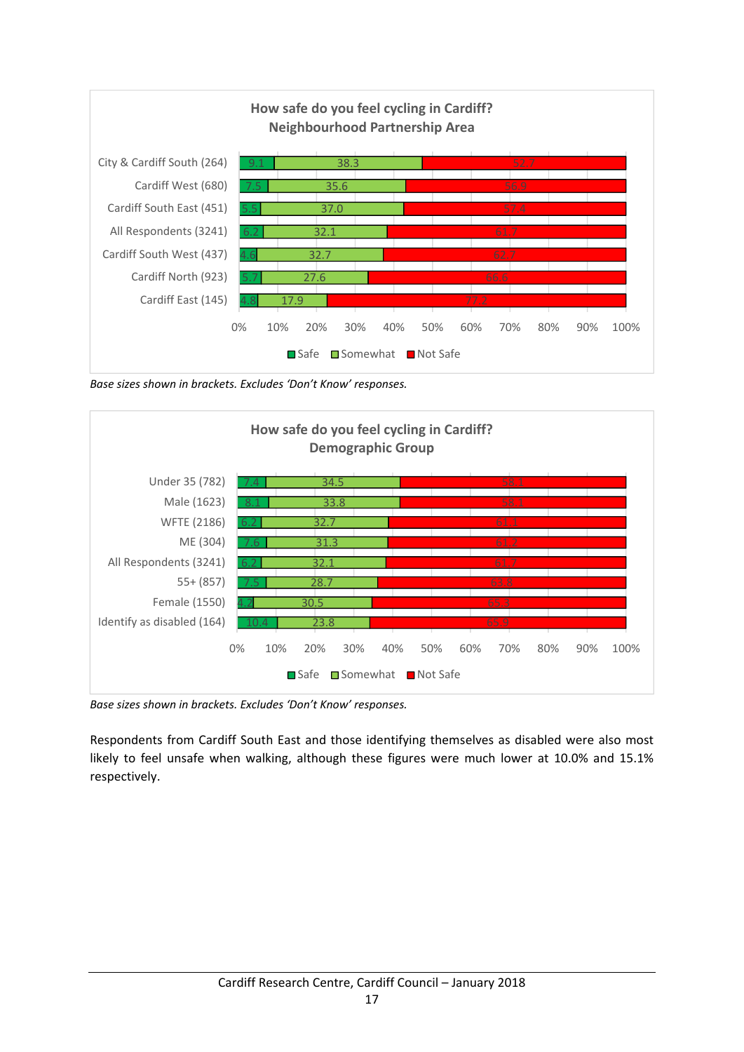**How safe do you feel cycling in Cardiff? Neighbourhood Partnership Area**

| | Safe | Somewhat | Not Safe |
|---|---|---|---|
| City & Cardiff South (264) | 9.1 | 38.3 | 52.7 |
| Cardiff West (680) | 7.5 | 35.6 | 56.9 |
| Cardiff South East (451) | 5.5 | 37.0 | 57.4 |
| All Respondents (3241) | 6.2 | 32.1 | 61.7 |
| Cardiff South West (437) | 4.6 | 32.7 | 62.7 |
| Cardiff North (923) | 5.7 | 27.6 | 66.6 |
| Cardiff East (145) | 4.8 | 17.9 | 77.2 |

*Base sizes shown in brackets. Excludes 'Don't Know' responses.*

**How safe do you feel cycling in Cardiff? Demographic Group**

| | Safe | Somewhat | Not Safe |
|---|---|---|---|
| Under 35 (782) | 7.4 | 34.5 | 58.1 |
| Male (1623) | 8.1 | 33.8 | 58.1 |
| WFTE (2186) | 6.2 | 32.7 | 61.1 |
| ME (304) | 7.6 | 31.3 | 61.2 |
| All Respondents (3241) | 6.2 | 32.1 | 61.7 |
| 55+ (857) | 7.5 | 28.7 | 63.8 |
| Female (1550) | 4.2 | 30.5 | 65.3 |
| Identify as disabled (164) | 10.4 | 23.8 | 65.9 |

*Base sizes shown in brackets. Excludes 'Don't Know' responses.*

Respondents from Cardiff South East and those identifying themselves as disabled were also most likely to feel unsafe when walking, although these figures were much lower at 10.0% and 15.1% respectively.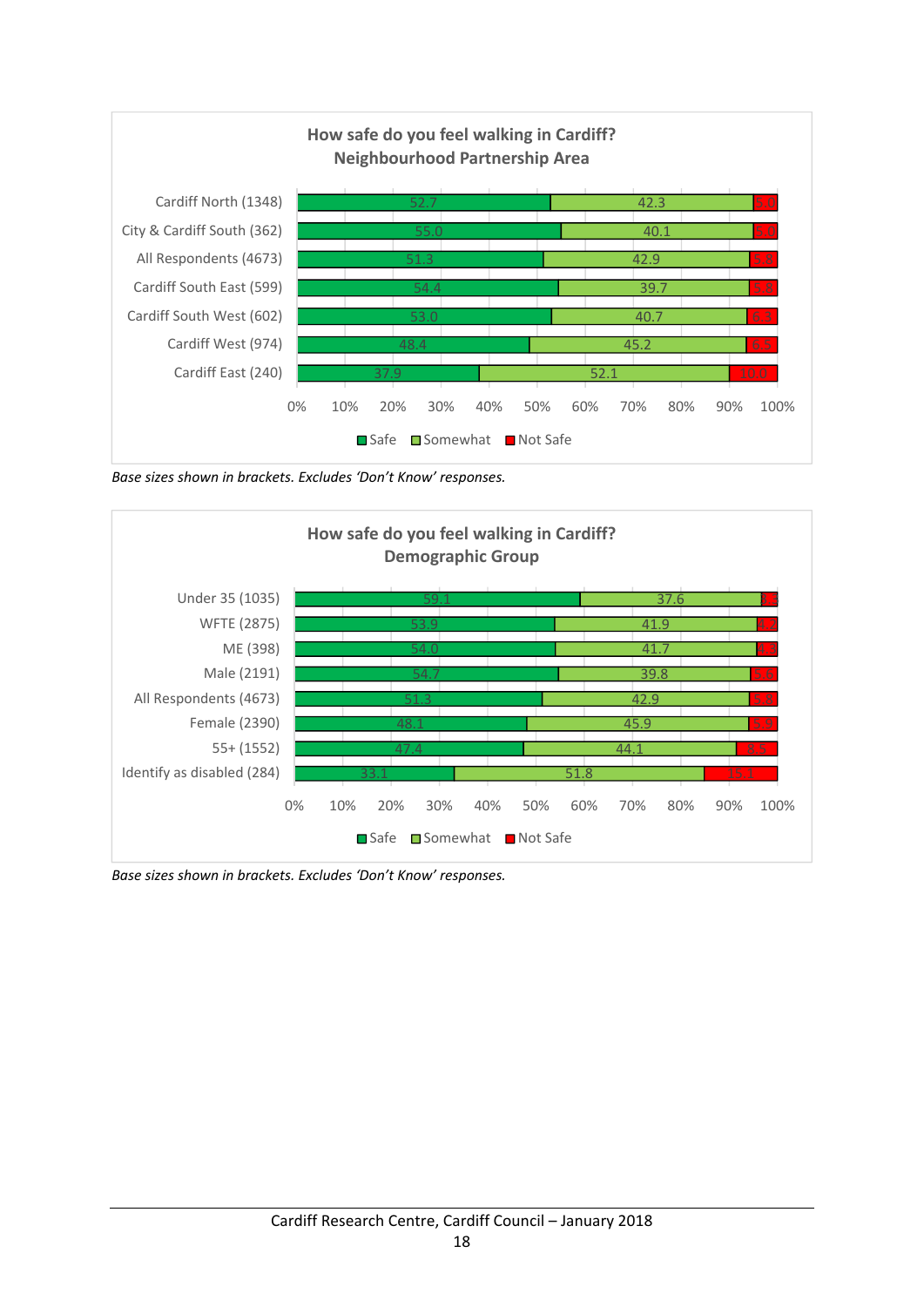## How safe do you feel walking in Cardiff? Neighbourhood Partnership Area

| Area | Safe | Somewhat | Not Safe |
|---|---|---|---|
| Cardiff North (1348) | 52.7 | 42.3 | 5.0 |
| City & Cardiff South (362) | 55.0 | 40.1 | 5.0 |
| All Respondents (4673) | 51.3 | 42.9 | 5.8 |
| Cardiff South East (599) | 54.4 | 39.7 | 5.8 |
| Cardiff South West (602) | 53.0 | 40.7 | 6.3 |
| Cardiff West (974) | 48.4 | 45.2 | 6.5 |
| Cardiff East (240) | 37.9 | 52.1 | 10.0 |

*Base sizes shown in brackets. Excludes 'Don't Know' responses.*

## How safe do you feel walking in Cardiff? Demographic Group

| Group | Safe | Somewhat | Not Safe |
|---|---|---|---|
| Under 35 (1035) | 59.1 | 37.6 | 3.3 |
| WFTE (2875) | 53.9 | 41.9 | 4.2 |
| ME (398) | 54.0 | 41.7 | 4.3 |
| Male (2191) | 54.7 | 39.8 | 5.6 |
| All Respondents (4673) | 51.3 | 42.9 | 5.8 |
| Female (2390) | 48.1 | 45.9 | 5.9 |
| 55+ (1552) | 47.4 | 44.1 | 8.5 |
| Identify as disabled (284) | 33.1 | 51.8 | 15.1 |

*Base sizes shown in brackets. Excludes 'Don't Know' responses.*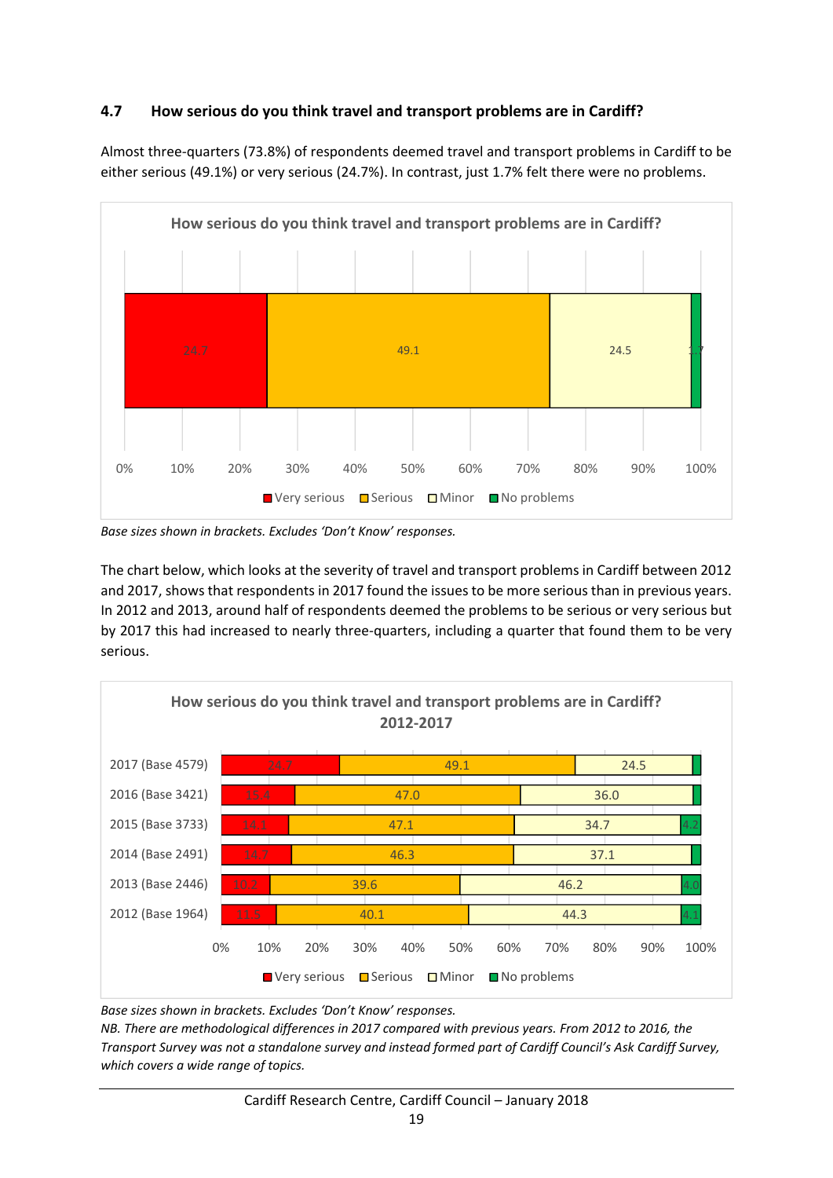### 4.7 How serious do you think travel and transport problems are in Cardiff?

Almost three-quarters (73.8%) of respondents deemed travel and transport problems in Cardiff to be either serious (49.1%) or very serious (24.7%). In contrast, just 1.7% felt there were no problems.

**How serious do you think travel and transport problems are in Cardiff?**

| Very serious | Serious | Minor | No problems |
|---|---|---|---|
| 24.7 | 49.1 | 24.5 | 1.7 |

*Base sizes shown in brackets. Excludes 'Don't Know' responses.*

The chart below, which looks at the severity of travel and transport problems in Cardiff between 2012 and 2017, shows that respondents in 2017 found the issues to be more serious than in previous years. In 2012 and 2013, around half of respondents deemed the problems to be serious or very serious but by 2017 this had increased to nearly three-quarters, including a quarter that found them to be very serious.

**How serious do you think travel and transport problems are in Cardiff? 2012-2017**

| | Very serious | Serious | Minor | No problems |
|---|---|---|---|---|
| 2017 (Base 4579) | 24.7 | 49.1 | 24.5 | |
| 2016 (Base 3421) | 15.4 | 47.0 | 36.0 | |
| 2015 (Base 3733) | 14.1 | 47.1 | 34.7 | 4.2 |
| 2014 (Base 2491) | 14.7 | 46.3 | 37.1 | |
| 2013 (Base 2446) | 10.2 | 39.6 | 46.2 | 4.0 |
| 2012 (Base 1964) | 11.5 | 40.1 | 44.3 | 4.1 |

*Base sizes shown in brackets. Excludes 'Don't Know' responses.*
*NB. There are methodological differences in 2017 compared with previous years. From 2012 to 2016, the Transport Survey was not a standalone survey and instead formed part of Cardiff Council's Ask Cardiff Survey, which covers a wide range of topics.*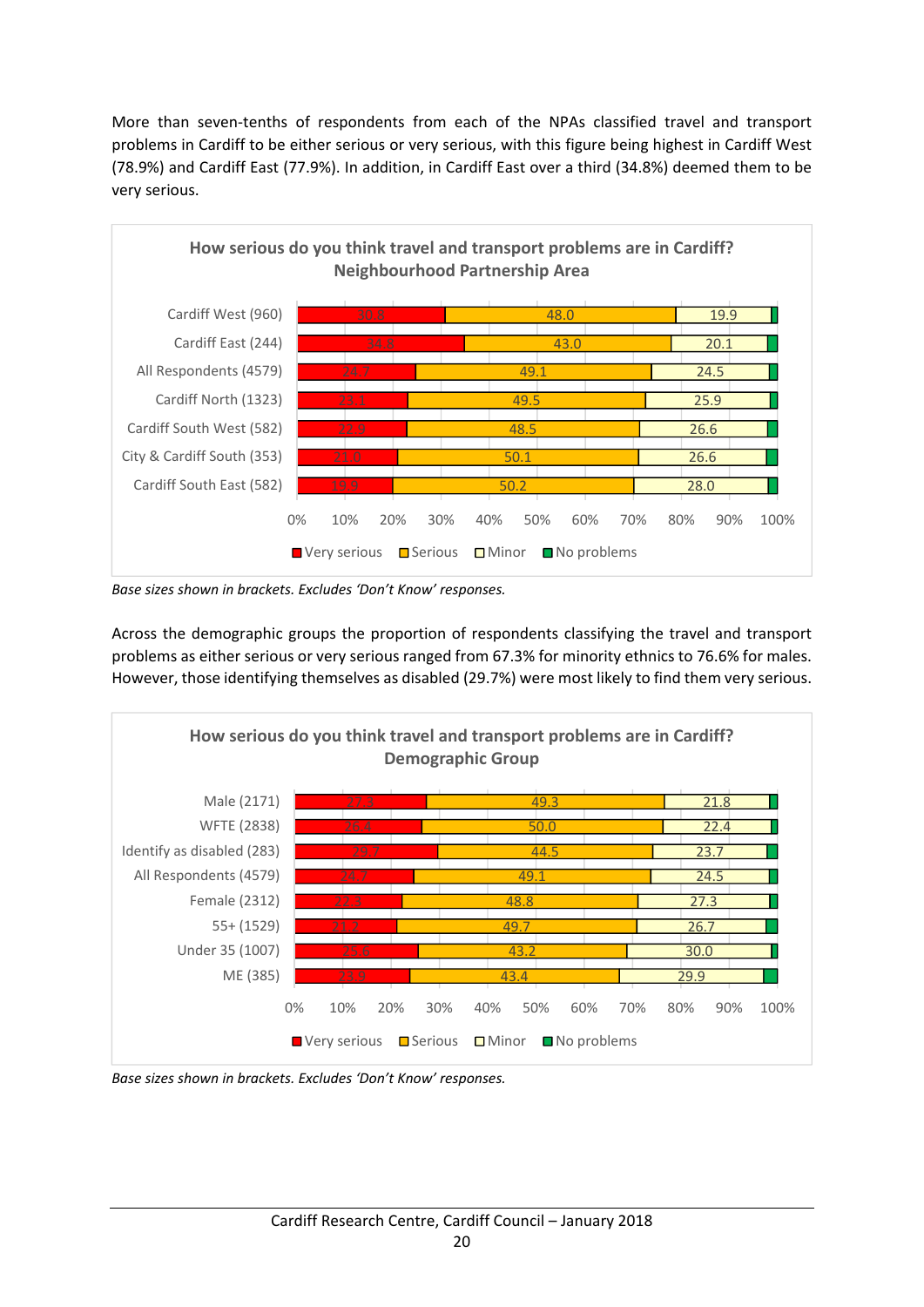More than seven-tenths of respondents from each of the NPAs classified travel and transport problems in Cardiff to be either serious or very serious, with this figure being highest in Cardiff West (78.9%) and Cardiff East (77.9%). In addition, in Cardiff East over a third (34.8%) deemed them to be very serious.

**How serious do you think travel and transport problems are in Cardiff? Neighbourhood Partnership Area**

| | Very serious | Serious | Minor | No problems |
|---|---|---|---|---|
| Cardiff West (960) | 30.8 | 48.0 | 19.9 | |
| Cardiff East (244) | 34.8 | 43.0 | 20.1 | |
| All Respondents (4579) | 24.7 | 49.1 | 24.5 | |
| Cardiff North (1323) | 23.1 | 49.5 | 25.9 | |
| Cardiff South West (582) | 22.9 | 48.5 | 26.6 | |
| City & Cardiff South (353) | 21.0 | 50.1 | 26.6 | |
| Cardiff South East (582) | 19.9 | 50.2 | 28.0 | |

*Base sizes shown in brackets. Excludes 'Don't Know' responses.*

Across the demographic groups the proportion of respondents classifying the travel and transport problems as either serious or very serious ranged from 67.3% for minority ethnics to 76.6% for males. However, those identifying themselves as disabled (29.7%) were most likely to find them very serious.

**How serious do you think travel and transport problems are in Cardiff? Demographic Group**

| | Very serious | Serious | Minor | No problems |
|---|---|---|---|---|
| Male (2171) | 27.3 | 49.3 | 21.8 | |
| WFTE (2838) | 26.4 | 50.0 | 22.4 | |
| Identify as disabled (283) | 29.7 | 44.5 | 23.7 | |
| All Respondents (4579) | 24.7 | 49.1 | 24.5 | |
| Female (2312) | 22.3 | 48.8 | 27.3 | |
| 55+ (1529) | 21.2 | 49.7 | 26.7 | |
| Under 35 (1007) | 25.6 | 43.2 | 30.0 | |
| ME (385) | 23.9 | 43.4 | 29.9 | |

*Base sizes shown in brackets. Excludes 'Don't Know' responses.*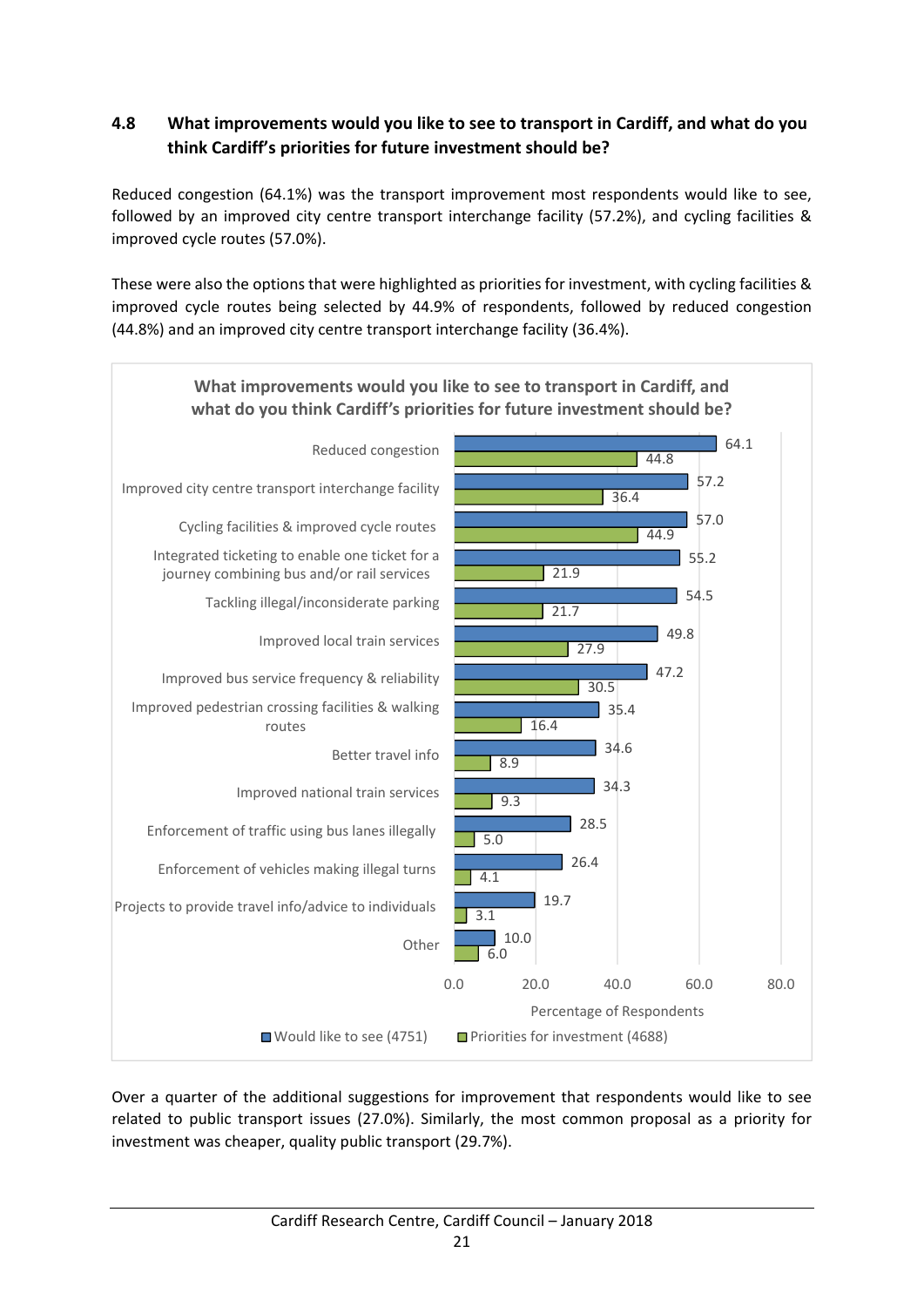## 4.8 What improvements would you like to see to transport in Cardiff, and what do you think Cardiff's priorities for future investment should be?

Reduced congestion (64.1%) was the transport improvement most respondents would like to see, followed by an improved city centre transport interchange facility (57.2%), and cycling facilities & improved cycle routes (57.0%).

These were also the options that were highlighted as priorities for investment, with cycling facilities & improved cycle routes being selected by 44.9% of respondents, followed by reduced congestion (44.8%) and an improved city centre transport interchange facility (36.4%).

**What improvements would you like to see to transport in Cardiff, and what do you think Cardiff's priorities for future investment should be?**

| | Would like to see (4751) | Priorities for investment (4688) |
|---|---|---|
| Reduced congestion | 64.1 | 44.8 |
| Improved city centre transport interchange facility | 57.2 | 36.4 |
| Cycling facilities & improved cycle routes | 57.0 | 44.9 |
| Integrated ticketing to enable one ticket for a journey combining bus and/or rail services | 55.2 | 21.9 |
| Tackling illegal/inconsiderate parking | 54.5 | 21.7 |
| Improved local train services | 49.8 | 27.9 |
| Improved bus service frequency & reliability | 47.2 | 30.5 |
| Improved pedestrian crossing facilities & walking routes | 35.4 | 16.4 |
| Better travel info | 34.6 | 8.9 |
| Improved national train services | 34.3 | 9.3 |
| Enforcement of traffic using bus lanes illegally | 28.5 | 5.0 |
| Enforcement of vehicles making illegal turns | 26.4 | 4.1 |
| Projects to provide travel info/advice to individuals | 19.7 | 3.1 |
| Other | 10.0 | 6.0 |

Percentage of Respondents

Over a quarter of the additional suggestions for improvement that respondents would like to see related to public transport issues (27.0%). Similarly, the most common proposal as a priority for investment was cheaper, quality public transport (29.7%).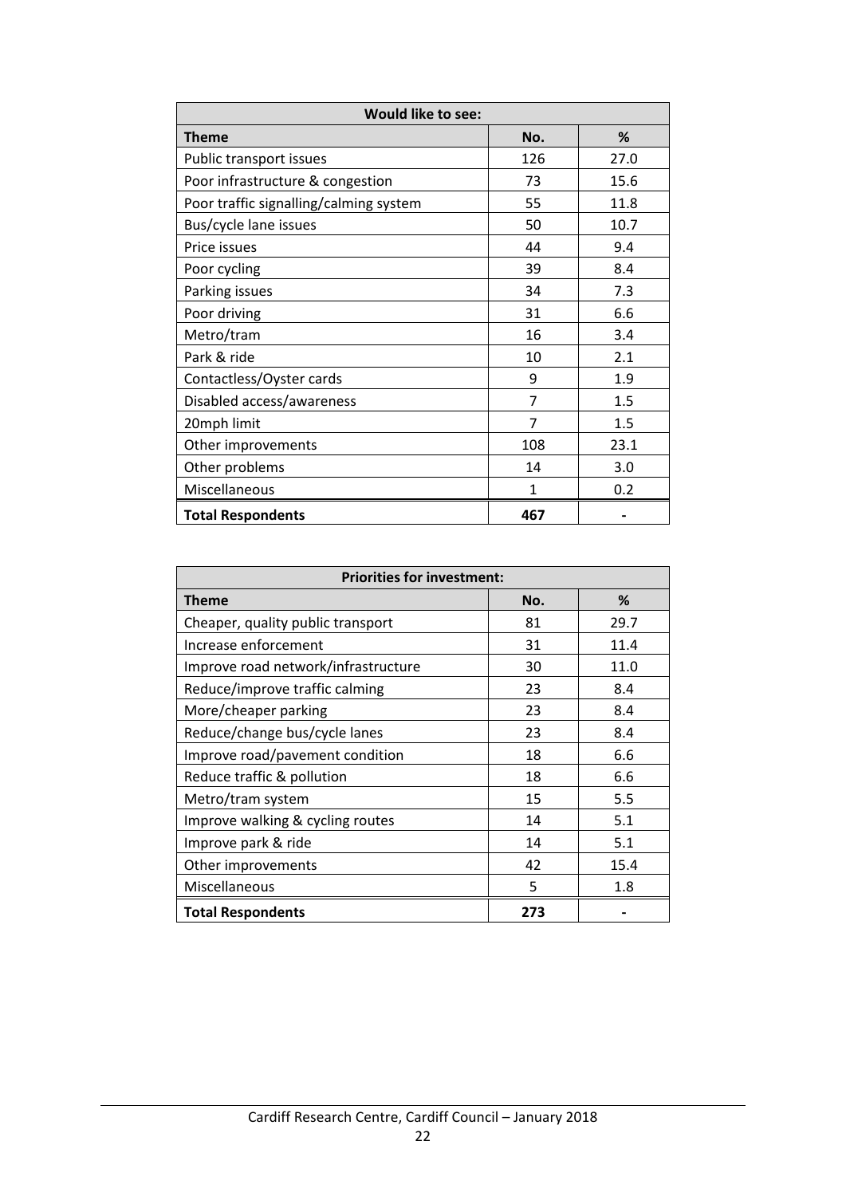| Would like to see: | | |
|---|---|---|
| **Theme** | **No.** | **%** |
| Public transport issues | 126 | 27.0 |
| Poor infrastructure & congestion | 73 | 15.6 |
| Poor traffic signalling/calming system | 55 | 11.8 |
| Bus/cycle lane issues | 50 | 10.7 |
| Price issues | 44 | 9.4 |
| Poor cycling | 39 | 8.4 |
| Parking issues | 34 | 7.3 |
| Poor driving | 31 | 6.6 |
| Metro/tram | 16 | 3.4 |
| Park & ride | 10 | 2.1 |
| Contactless/Oyster cards | 9 | 1.9 |
| Disabled access/awareness | 7 | 1.5 |
| 20mph limit | 7 | 1.5 |
| Other improvements | 108 | 23.1 |
| Other problems | 14 | 3.0 |
| Miscellaneous | 1 | 0.2 |
| **Total Respondents** | **467** | - |

| Priorities for investment: | | |
|---|---|---|
| **Theme** | **No.** | **%** |
| Cheaper, quality public transport | 81 | 29.7 |
| Increase enforcement | 31 | 11.4 |
| Improve road network/infrastructure | 30 | 11.0 |
| Reduce/improve traffic calming | 23 | 8.4 |
| More/cheaper parking | 23 | 8.4 |
| Reduce/change bus/cycle lanes | 23 | 8.4 |
| Improve road/pavement condition | 18 | 6.6 |
| Reduce traffic & pollution | 18 | 6.6 |
| Metro/tram system | 15 | 5.5 |
| Improve walking & cycling routes | 14 | 5.1 |
| Improve park & ride | 14 | 5.1 |
| Other improvements | 42 | 15.4 |
| Miscellaneous | 5 | 1.8 |
| **Total Respondents** | **273** | - |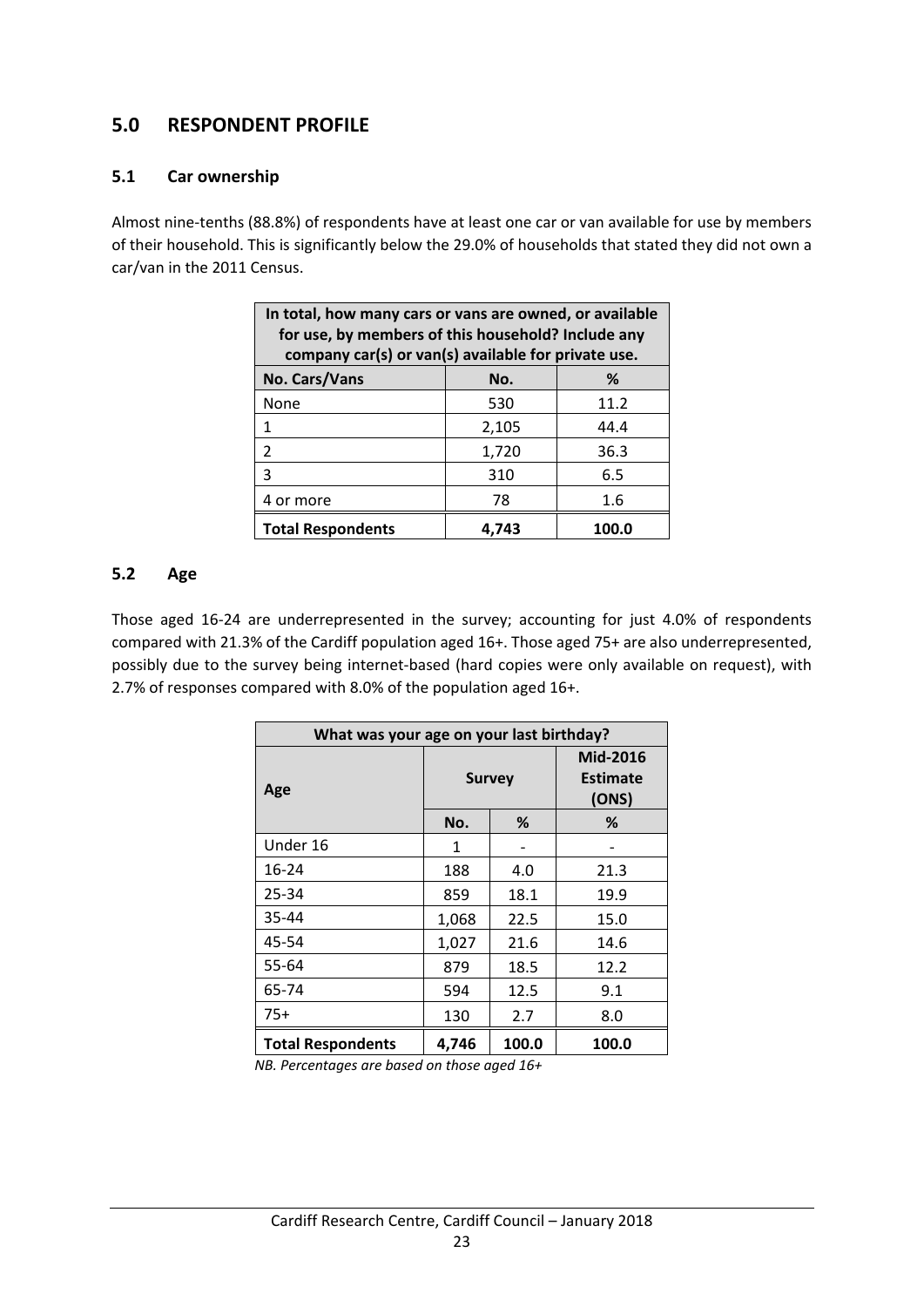## 5.0 RESPONDENT PROFILE

### 5.1 Car ownership

Almost nine-tenths (88.8%) of respondents have at least one car or van available for use by members of their household. This is significantly below the 29.0% of households that stated they did not own a car/van in the 2011 Census.

| In total, how many cars or vans are owned, or available for use, by members of this household? Include any company car(s) or van(s) available for private use. | | |
|---|---|---|
| **No. Cars/Vans** | **No.** | **%** |
| None | 530 | 11.2 |
| 1 | 2,105 | 44.4 |
| 2 | 1,720 | 36.3 |
| 3 | 310 | 6.5 |
| 4 or more | 78 | 1.6 |
| **Total Respondents** | **4,743** | **100.0** |

### 5.2 Age

Those aged 16-24 are underrepresented in the survey; accounting for just 4.0% of respondents compared with 21.3% of the Cardiff population aged 16+. Those aged 75+ are also underrepresented, possibly due to the survey being internet-based (hard copies were only available on request), with 2.7% of responses compared with 8.0% of the population aged 16+.

| What was your age on your last birthday? | | | |
|---|---|---|---|
| **Age** | **Survey** | | **Mid-2016 Estimate (ONS)** |
| | **No.** | **%** | **%** |
| Under 16 | 1 | - | - |
| 16-24 | 188 | 4.0 | 21.3 |
| 25-34 | 859 | 18.1 | 19.9 |
| 35-44 | 1,068 | 22.5 | 15.0 |
| 45-54 | 1,027 | 21.6 | 14.6 |
| 55-64 | 879 | 18.5 | 12.2 |
| 65-74 | 594 | 12.5 | 9.1 |
| 75+ | 130 | 2.7 | 8.0 |
| **Total Respondents** | **4,746** | **100.0** | **100.0** |

*NB. Percentages are based on those aged 16+*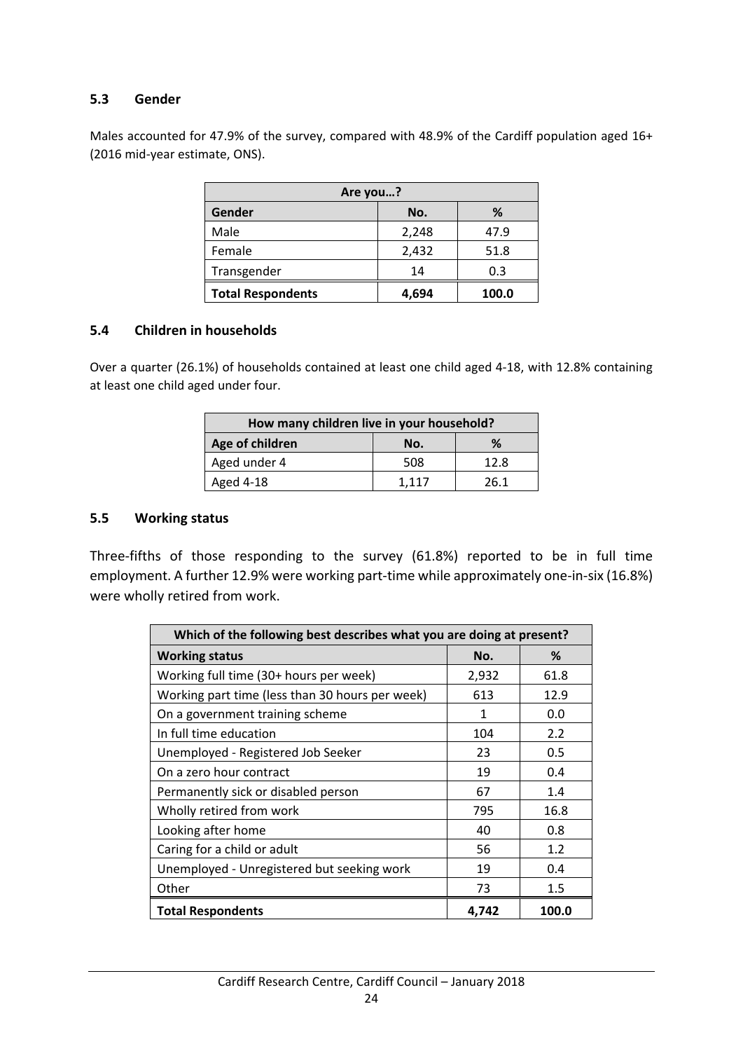## 5.3 Gender

Males accounted for 47.9% of the survey, compared with 48.9% of the Cardiff population aged 16+ (2016 mid-year estimate, ONS).

| Are you…? | | |
|---|---|---|
| **Gender** | **No.** | **%** |
| Male | 2,248 | 47.9 |
| Female | 2,432 | 51.8 |
| Transgender | 14 | 0.3 |
| **Total Respondents** | **4,694** | **100.0** |

## 5.4 Children in households

Over a quarter (26.1%) of households contained at least one child aged 4-18, with 12.8% containing at least one child aged under four.

| How many children live in your household? | | |
|---|---|---|
| **Age of children** | **No.** | **%** |
| Aged under 4 | 508 | 12.8 |
| Aged 4-18 | 1,117 | 26.1 |

## 5.5 Working status

Three-fifths of those responding to the survey (61.8%) reported to be in full time employment. A further 12.9% were working part-time while approximately one-in-six (16.8%) were wholly retired from work.

| Which of the following best describes what you are doing at present? | | |
|---|---|---|
| **Working status** | **No.** | **%** |
| Working full time (30+ hours per week) | 2,932 | 61.8 |
| Working part time (less than 30 hours per week) | 613 | 12.9 |
| On a government training scheme | 1 | 0.0 |
| In full time education | 104 | 2.2 |
| Unemployed - Registered Job Seeker | 23 | 0.5 |
| On a zero hour contract | 19 | 0.4 |
| Permanently sick or disabled person | 67 | 1.4 |
| Wholly retired from work | 795 | 16.8 |
| Looking after home | 40 | 0.8 |
| Caring for a child or adult | 56 | 1.2 |
| Unemployed - Unregistered but seeking work | 19 | 0.4 |
| Other | 73 | 1.5 |
| **Total Respondents** | **4,742** | **100.0** |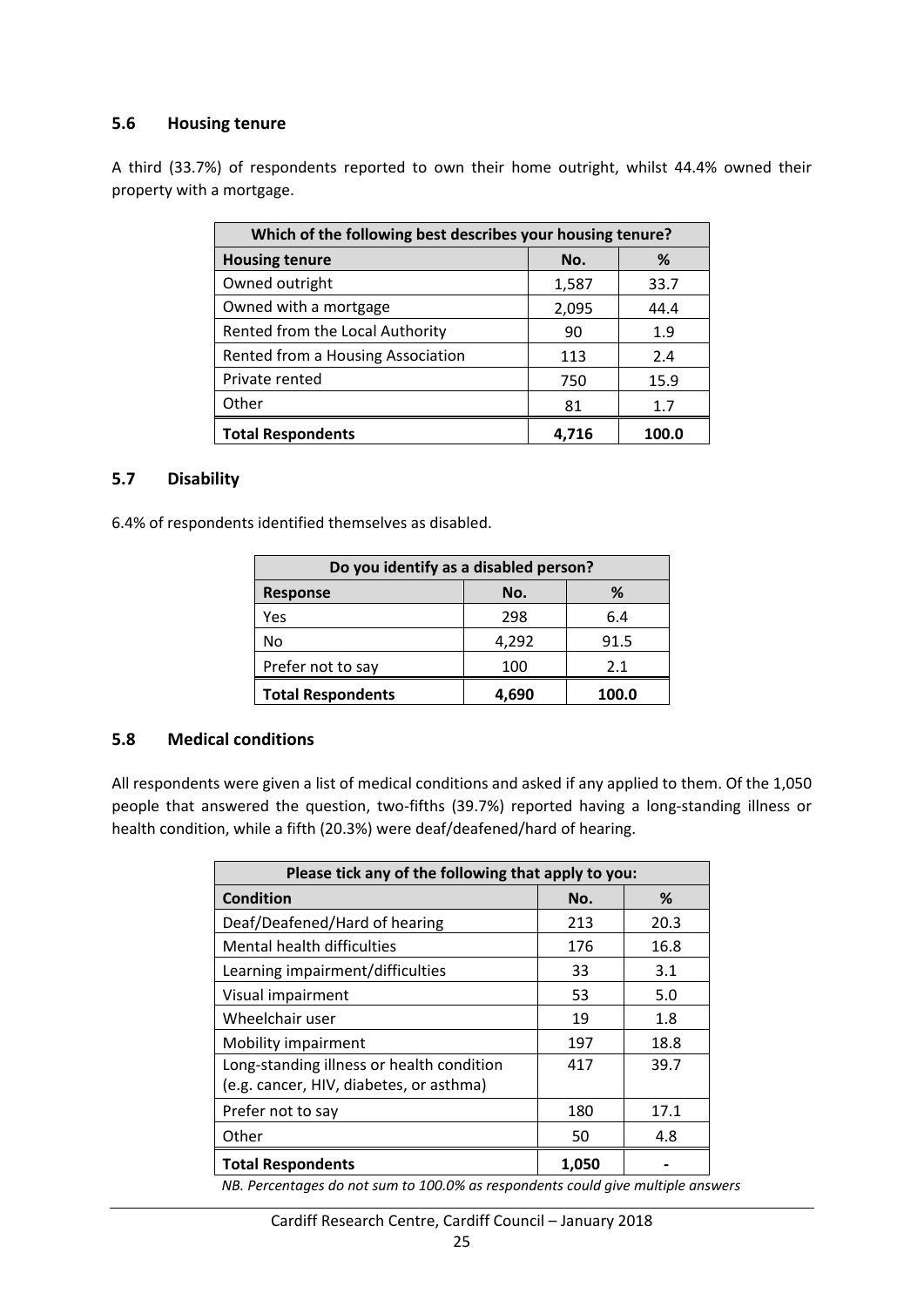### 5.6 Housing tenure

A third (33.7%) of respondents reported to own their home outright, whilst 44.4% owned their property with a mortgage.

| Which of the following best describes your housing tenure? | | |
|---|---|---|
| **Housing tenure** | **No.** | **%** |
| Owned outright | 1,587 | 33.7 |
| Owned with a mortgage | 2,095 | 44.4 |
| Rented from the Local Authority | 90 | 1.9 |
| Rented from a Housing Association | 113 | 2.4 |
| Private rented | 750 | 15.9 |
| Other | 81 | 1.7 |
| **Total Respondents** | **4,716** | **100.0** |

### 5.7 Disability

6.4% of respondents identified themselves as disabled.

| Do you identify as a disabled person? | | |
|---|---|---|
| **Response** | **No.** | **%** |
| Yes | 298 | 6.4 |
| No | 4,292 | 91.5 |
| Prefer not to say | 100 | 2.1 |
| **Total Respondents** | **4,690** | **100.0** |

### 5.8 Medical conditions

All respondents were given a list of medical conditions and asked if any applied to them. Of the 1,050 people that answered the question, two-fifths (39.7%) reported having a long-standing illness or health condition, while a fifth (20.3%) were deaf/deafened/hard of hearing.

| Please tick any of the following that apply to you: | | |
|---|---|---|
| **Condition** | **No.** | **%** |
| Deaf/Deafened/Hard of hearing | 213 | 20.3 |
| Mental health difficulties | 176 | 16.8 |
| Learning impairment/difficulties | 33 | 3.1 |
| Visual impairment | 53 | 5.0 |
| Wheelchair user | 19 | 1.8 |
| Mobility impairment | 197 | 18.8 |
| Long-standing illness or health condition (e.g. cancer, HIV, diabetes, or asthma) | 417 | 39.7 |
| Prefer not to say | 180 | 17.1 |
| Other | 50 | 4.8 |
| **Total Respondents** | **1,050** | **-** |

*NB. Percentages do not sum to 100.0% as respondents could give multiple answers*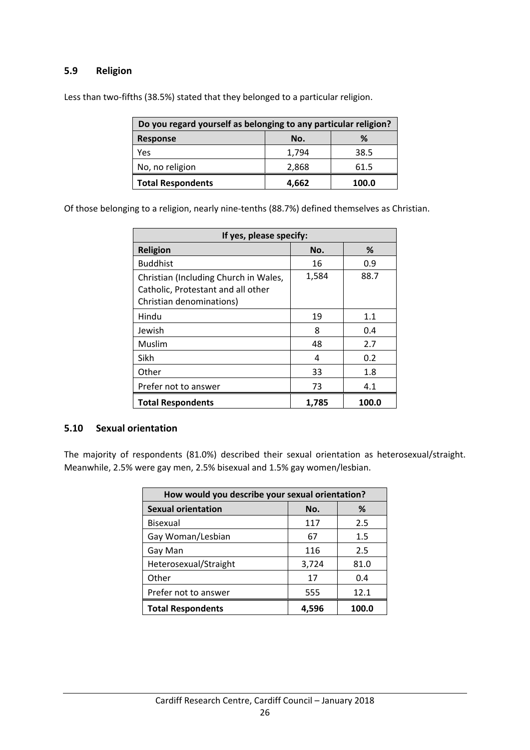## 5.9 Religion

Less than two-fifths (38.5%) stated that they belonged to a particular religion.

| Do you regard yourself as belonging to any particular religion? | | |
|---|---|---|
| **Response** | **No.** | **%** |
| Yes | 1,794 | 38.5 |
| No, no religion | 2,868 | 61.5 |
| **Total Respondents** | **4,662** | **100.0** |

Of those belonging to a religion, nearly nine-tenths (88.7%) defined themselves as Christian.

| If yes, please specify: | | |
|---|---|---|
| **Religion** | **No.** | **%** |
| Buddhist | 16 | 0.9 |
| Christian (Including Church in Wales, Catholic, Protestant and all other Christian denominations) | 1,584 | 88.7 |
| Hindu | 19 | 1.1 |
| Jewish | 8 | 0.4 |
| Muslim | 48 | 2.7 |
| Sikh | 4 | 0.2 |
| Other | 33 | 1.8 |
| Prefer not to answer | 73 | 4.1 |
| **Total Respondents** | **1,785** | **100.0** |

## 5.10 Sexual orientation

The majority of respondents (81.0%) described their sexual orientation as heterosexual/straight. Meanwhile, 2.5% were gay men, 2.5% bisexual and 1.5% gay women/lesbian.

| How would you describe your sexual orientation? | | |
|---|---|---|
| **Sexual orientation** | **No.** | **%** |
| Bisexual | 117 | 2.5 |
| Gay Woman/Lesbian | 67 | 1.5 |
| Gay Man | 116 | 2.5 |
| Heterosexual/Straight | 3,724 | 81.0 |
| Other | 17 | 0.4 |
| Prefer not to answer | 555 | 12.1 |
| **Total Respondents** | **4,596** | **100.0** |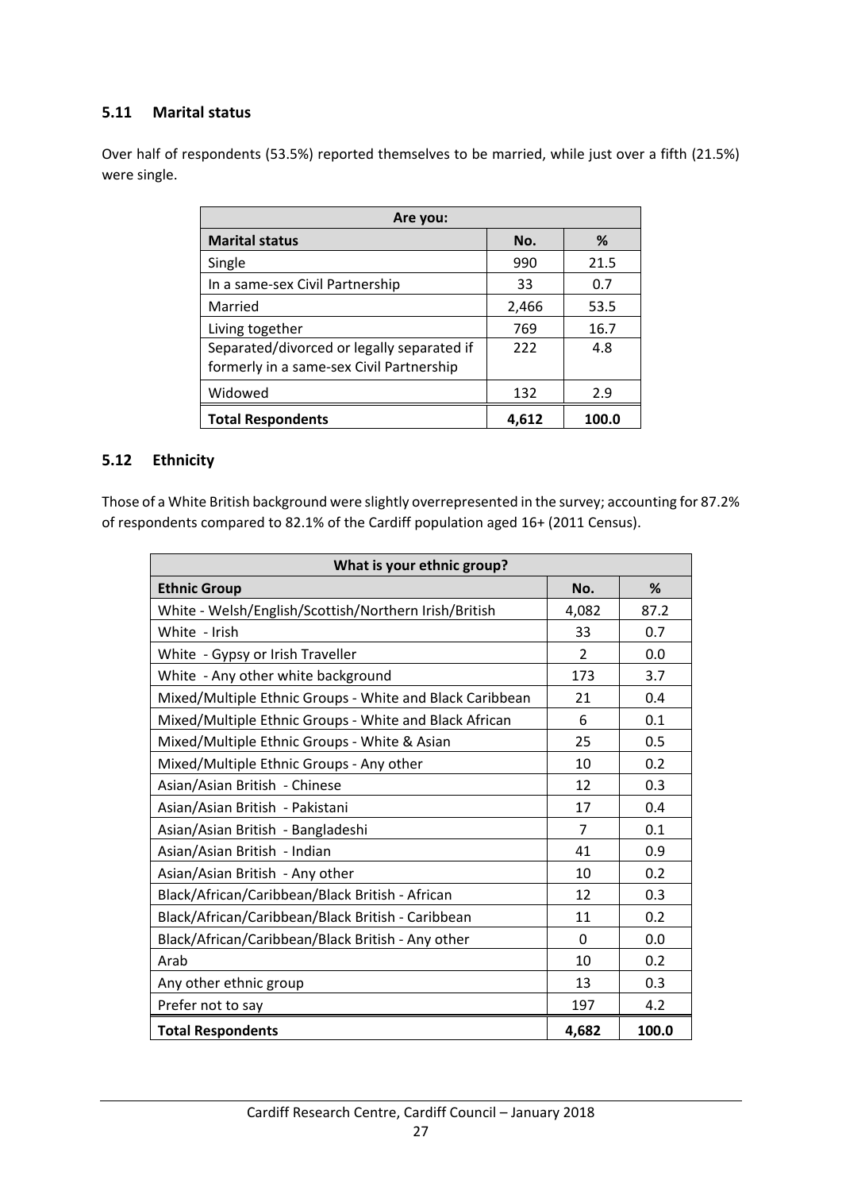### 5.11 Marital status

Over half of respondents (53.5%) reported themselves to be married, while just over a fifth (21.5%) were single.

| Are you: | | |
|---|---|---|
| **Marital status** | **No.** | **%** |
| Single | 990 | 21.5 |
| In a same-sex Civil Partnership | 33 | 0.7 |
| Married | 2,466 | 53.5 |
| Living together | 769 | 16.7 |
| Separated/divorced or legally separated if formerly in a same-sex Civil Partnership | 222 | 4.8 |
| Widowed | 132 | 2.9 |
| **Total Respondents** | **4,612** | **100.0** |

### 5.12 Ethnicity

Those of a White British background were slightly overrepresented in the survey; accounting for 87.2% of respondents compared to 82.1% of the Cardiff population aged 16+ (2011 Census).

| What is your ethnic group? | | |
|---|---|---|
| **Ethnic Group** | **No.** | **%** |
| White - Welsh/English/Scottish/Northern Irish/British | 4,082 | 87.2 |
| White - Irish | 33 | 0.7 |
| White - Gypsy or Irish Traveller | 2 | 0.0 |
| White - Any other white background | 173 | 3.7 |
| Mixed/Multiple Ethnic Groups - White and Black Caribbean | 21 | 0.4 |
| Mixed/Multiple Ethnic Groups - White and Black African | 6 | 0.1 |
| Mixed/Multiple Ethnic Groups - White & Asian | 25 | 0.5 |
| Mixed/Multiple Ethnic Groups - Any other | 10 | 0.2 |
| Asian/Asian British - Chinese | 12 | 0.3 |
| Asian/Asian British - Pakistani | 17 | 0.4 |
| Asian/Asian British - Bangladeshi | 7 | 0.1 |
| Asian/Asian British - Indian | 41 | 0.9 |
| Asian/Asian British - Any other | 10 | 0.2 |
| Black/African/Caribbean/Black British - African | 12 | 0.3 |
| Black/African/Caribbean/Black British - Caribbean | 11 | 0.2 |
| Black/African/Caribbean/Black British - Any other | 0 | 0.0 |
| Arab | 10 | 0.2 |
| Any other ethnic group | 13 | 0.3 |
| Prefer not to say | 197 | 4.2 |
| **Total Respondents** | **4,682** | **100.0** |